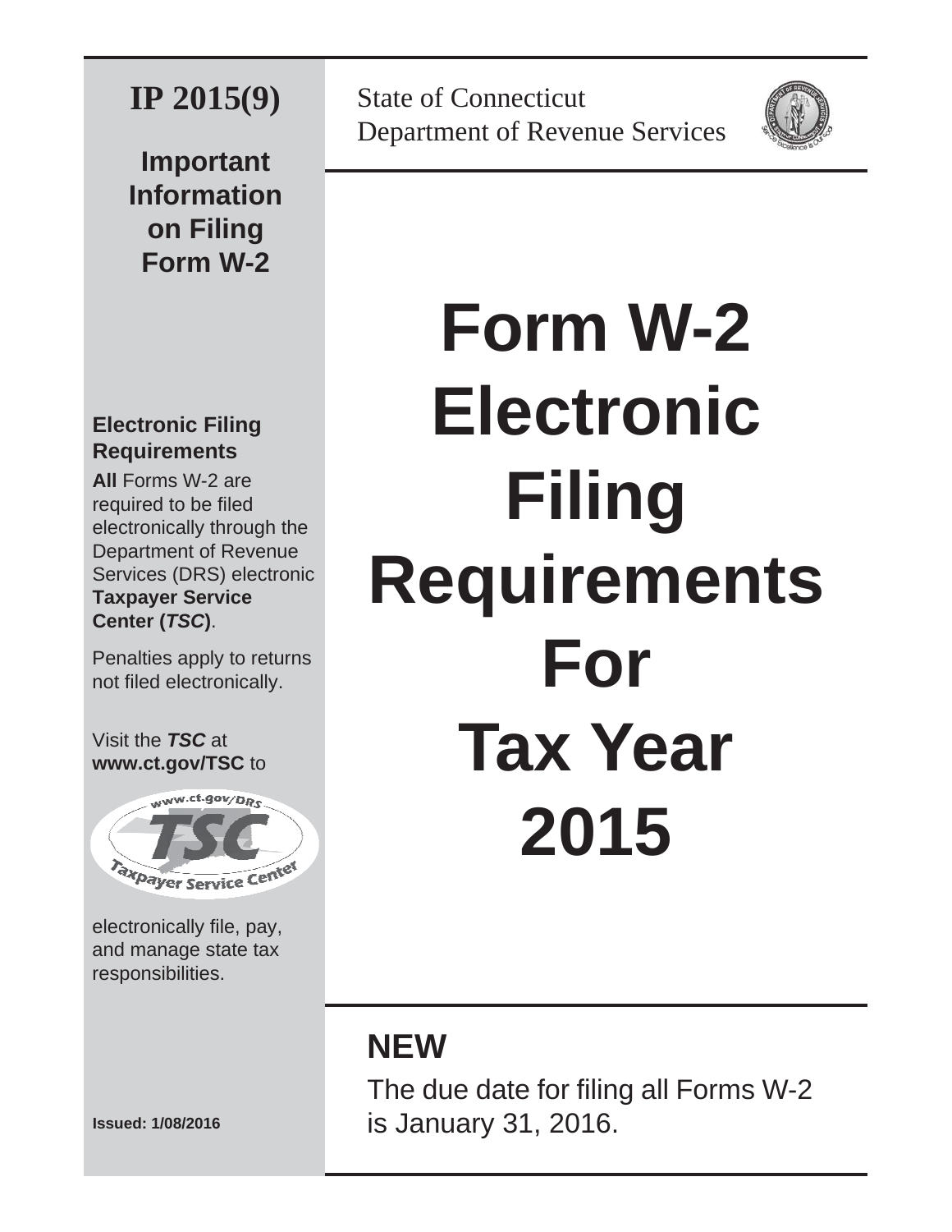# IP 2015(9)

**Important Information on Filing Form W-2**

State of Connecticut
Department of Revenue Services

### Electronic Filing Requirements

**All** Forms W-2 are required to be filed electronically through the Department of Revenue Services (DRS) electronic **Taxpayer Service Center (*TSC*)**.

Penalties apply to returns not filed electronically.

Visit the ***TSC*** at **www.ct.gov/TSC** to electronically file, pay, and manage state tax responsibilities.

**Issued: 1/08/2016**

# Form W-2 Electronic Filing Requirements For Tax Year 2015

## NEW

The due date for filing all Forms W-2 is January 31, 2016.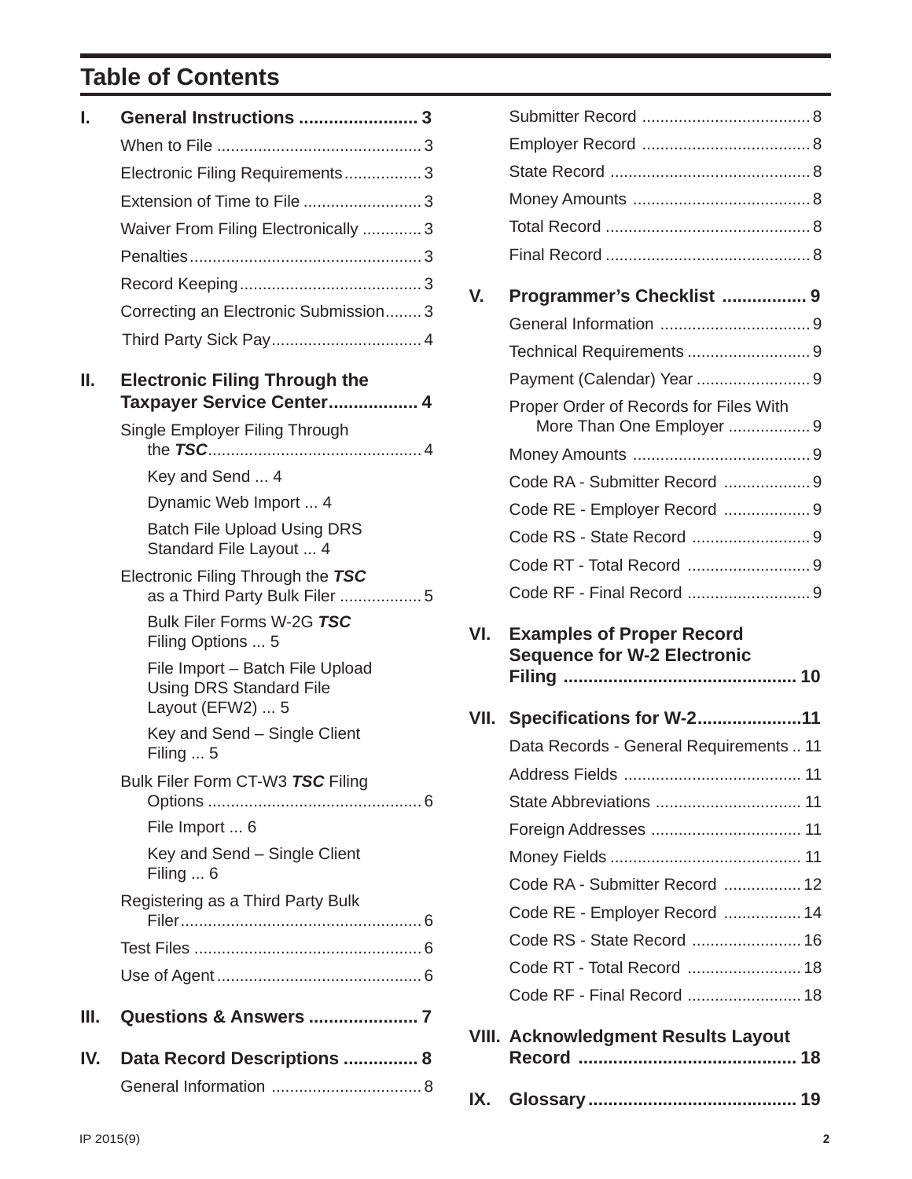# Table of Contents

**I. General Instructions ........................ 3**

- When to File ............................................. 3
- Electronic Filing Requirements................. 3
- Extension of Time to File .......................... 3
- Waiver From Filing Electronically ............. 3
- Penalties................................................... 3
- Record Keeping........................................ 3
- Correcting an Electronic Submission........ 3
- Third Party Sick Pay................................. 4

**II. Electronic Filing Through the Taxpayer Service Center.................. 4**

- Single Employer Filing Through the ***TSC***............................................... 4
  - Key and Send ... 4
  - Dynamic Web Import ... 4
  - Batch File Upload Using DRS Standard File Layout ... 4
- Electronic Filing Through the ***TSC*** as a Third Party Bulk Filer .................. 5
  - Bulk Filer Forms W-2G ***TSC*** Filing Options ... 5
  - File Import – Batch File Upload Using DRS Standard File Layout (EFW2) ... 5
  - Key and Send – Single Client Filing ... 5
- Bulk Filer Form CT-W3 ***TSC*** Filing Options ............................................... 6
  - File Import ... 6
  - Key and Send – Single Client Filing ... 6
- Registering as a Third Party Bulk Filer..................................................... 6
- Test Files .................................................. 6
- Use of Agent............................................. 6

**III. Questions & Answers ...................... 7**

**IV. Data Record Descriptions ............... 8**

- General Information ................................. 8
- Submitter Record ..................................... 8
- Employer Record ..................................... 8
- State Record ............................................ 8
- Money Amounts ....................................... 8
- Total Record ............................................. 8
- Final Record ............................................. 8

**V. Programmer's Checklist ................. 9**

- General Information ................................. 9
- Technical Requirements ........................... 9
- Payment (Calendar) Year ......................... 9
- Proper Order of Records for Files With More Than One Employer .................. 9
- Money Amounts ....................................... 9
- Code RA - Submitter Record ................... 9
- Code RE - Employer Record ................... 9
- Code RS - State Record .......................... 9
- Code RT - Total Record ........................... 9
- Code RF - Final Record ........................... 9

**VI. Examples of Proper Record Sequence for W-2 Electronic Filing .............................................. 10**

**VII. Specifications for W-2.....................11**

- Data Records - General Requirements .. 11
- Address Fields ....................................... 11
- State Abbreviations ................................ 11
- Foreign Addresses ................................. 11
- Money Fields .......................................... 11
- Code RA - Submitter Record ................. 12
- Code RE - Employer Record ................. 14
- Code RS - State Record ........................ 16
- Code RT - Total Record ......................... 18
- Code RF - Final Record ......................... 18

**VIII. Acknowledgment Results Layout Record ........................................... 18**

**IX. Glossary.......................................... 19**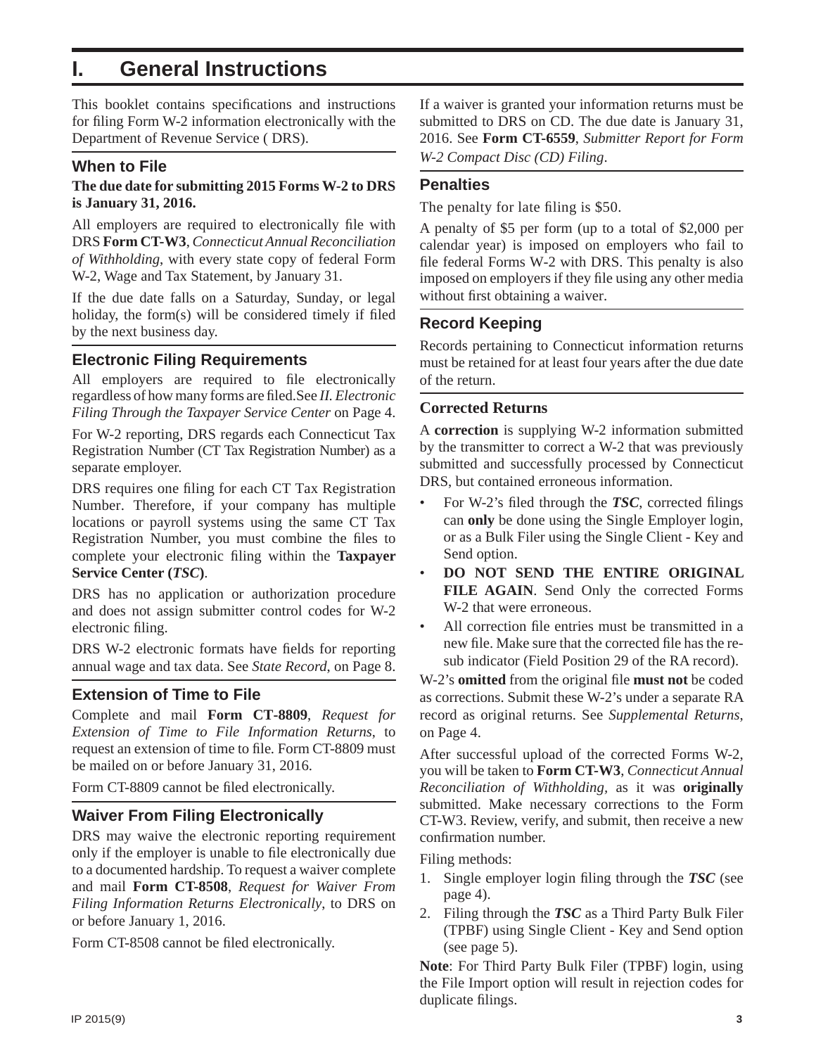# I. General Instructions

This booklet contains specifications and instructions for filing Form W-2 information electronically with the Department of Revenue Service ( DRS).

## When to File

**The due date for submitting 2015 Forms W-2 to DRS is January 31, 2016.**

All employers are required to electronically file with DRS **Form CT-W3**, *Connecticut Annual Reconciliation of Withholding*, with every state copy of federal Form W-2, Wage and Tax Statement, by January 31.

If the due date falls on a Saturday, Sunday, or legal holiday, the form(s) will be considered timely if filed by the next business day.

## Electronic Filing Requirements

All employers are required to file electronically regardless of how many forms are filed.See *II. Electronic Filing Through the Taxpayer Service Center* on Page 4.

For W-2 reporting, DRS regards each Connecticut Tax Registration Number (CT Tax Registration Number) as a separate employer.

DRS requires one filing for each CT Tax Registration Number. Therefore, if your company has multiple locations or payroll systems using the same CT Tax Registration Number, you must combine the files to complete your electronic filing within the **Taxpayer Service Center (*TSC*)**.

DRS has no application or authorization procedure and does not assign submitter control codes for W-2 electronic filing.

DRS W-2 electronic formats have fields for reporting annual wage and tax data. See *State Record*, on Page 8.

## Extension of Time to File

Complete and mail **Form CT-8809**, *Request for Extension of Time to File Information Returns*, to request an extension of time to file. Form CT-8809 must be mailed on or before January 31, 2016.

Form CT-8809 cannot be filed electronically.

## Waiver From Filing Electronically

DRS may waive the electronic reporting requirement only if the employer is unable to file electronically due to a documented hardship. To request a waiver complete and mail **Form CT-8508**, *Request for Waiver From Filing Information Returns Electronically*, to DRS on or before January 1, 2016.

Form CT-8508 cannot be filed electronically.

If a waiver is granted your information returns must be submitted to DRS on CD. The due date is January 31, 2016. See **Form CT-6559**, *Submitter Report for Form W-2 Compact Disc (CD) Filing*.

## Penalties

The penalty for late filing is $50.

A penalty of $5 per form (up to a total of $2,000 per calendar year) is imposed on employers who fail to file federal Forms W-2 with DRS. This penalty is also imposed on employers if they file using any other media without first obtaining a waiver.

## Record Keeping

Records pertaining to Connecticut information returns must be retained for at least four years after the due date of the return.

## Corrected Returns

A **correction** is supplying W-2 information submitted by the transmitter to correct a W-2 that was previously submitted and successfully processed by Connecticut DRS, but contained erroneous information.

- For W-2's filed through the ***TSC***, corrected filings can **only** be done using the Single Employer login, or as a Bulk Filer using the Single Client - Key and Send option.
- **DO NOT SEND THE ENTIRE ORIGINAL FILE AGAIN**. Send Only the corrected Forms W-2 that were erroneous.
- All correction file entries must be transmitted in a new file. Make sure that the corrected file has the re-sub indicator (Field Position 29 of the RA record).

W-2's **omitted** from the original file **must not** be coded as corrections. Submit these W-2's under a separate RA record as original returns. See *Supplemental Returns*, on Page 4.

After successful upload of the corrected Forms W-2, you will be taken to **Form CT-W3**, *Connecticut Annual Reconciliation of Withholding,* as it was **originally** submitted. Make necessary corrections to the Form CT-W3. Review, verify, and submit, then receive a new confirmation number.

Filing methods:

1. Single employer login filing through the ***TSC*** (see page 4).
2. Filing through the ***TSC*** as a Third Party Bulk Filer (TPBF) using Single Client - Key and Send option (see page 5).

**Note**: For Third Party Bulk Filer (TPBF) login, using the File Import option will result in rejection codes for duplicate filings.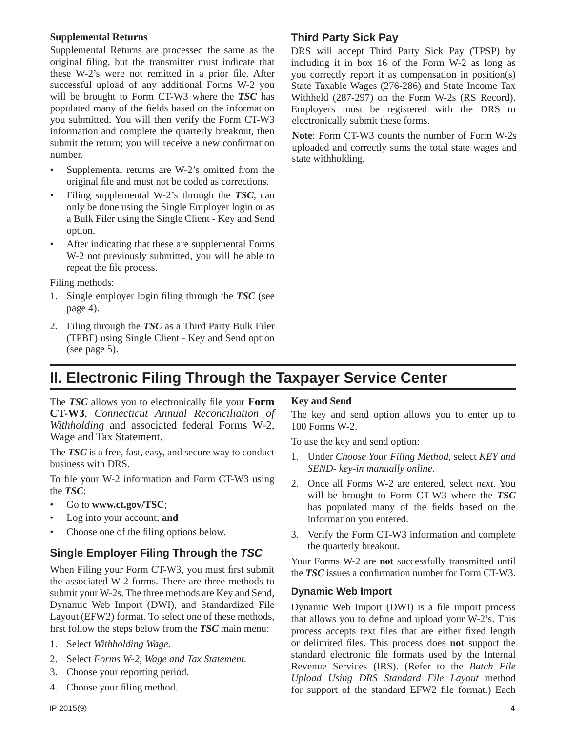**Supplemental Returns**

Supplemental Returns are processed the same as the original filing, but the transmitter must indicate that these W-2's were not remitted in a prior file. After successful upload of any additional Forms W-2 you will be brought to Form CT-W3 where the ***TSC*** has populated many of the fields based on the information you submitted. You will then verify the Form CT-W3 information and complete the quarterly breakout, then submit the return; you will receive a new confirmation number.

- Supplemental returns are W-2's omitted from the original file and must not be coded as corrections.
- Filing supplemental W-2's through the ***TSC***, can only be done using the Single Employer login or as a Bulk Filer using the Single Client - Key and Send option.
- After indicating that these are supplemental Forms W-2 not previously submitted, you will be able to repeat the file process.

Filing methods:

1. Single employer login filing through the ***TSC*** (see page 4).
2. Filing through the ***TSC*** as a Third Party Bulk Filer (TPBF) using Single Client - Key and Send option (see page 5).

### Third Party Sick Pay

DRS will accept Third Party Sick Pay (TPSP) by including it in box 16 of the Form W-2 as long as you correctly report it as compensation in position(s) State Taxable Wages (276-286) and State Income Tax Withheld (287-297) on the Form W-2s (RS Record). Employers must be registered with the DRS to electronically submit these forms.

**Note**: Form CT-W3 counts the number of Form W-2s uploaded and correctly sums the total state wages and state withholding.

## II. Electronic Filing Through the Taxpayer Service Center

The ***TSC*** allows you to electronically file your **Form CT-W3**, *Connecticut Annual Reconciliation of Withholding* and associated federal Forms W-2, Wage and Tax Statement.

The ***TSC*** is a free, fast, easy, and secure way to conduct business with DRS.

To file your W-2 information and Form CT-W3 using the ***TSC***:

- Go to **www.ct.gov/TSC**;
- Log into your account; **and**
- Choose one of the filing options below.

### Single Employer Filing Through the *TSC*

When Filing your Form CT-W3, you must first submit the associated W-2 forms. There are three methods to submit your W-2s. The three methods are Key and Send, Dynamic Web Import (DWI), and Standardized File Layout (EFW2) format. To select one of these methods, first follow the steps below from the ***TSC*** main menu:

1. Select *Withholding Wage*.
2. Select *Forms W-2, Wage and Tax Statement.*
3. Choose your reporting period.
4. Choose your filing method.

**Key and Send**

The key and send option allows you to enter up to 100 Forms W-2.

To use the key and send option:

1. Under *Choose Your Filing Method*, select *KEY and SEND- key-in manually online*.
2. Once all Forms W-2 are entered, select *next*. You will be brought to Form CT-W3 where the ***TSC*** has populated many of the fields based on the information you entered.
3. Verify the Form CT-W3 information and complete the quarterly breakout.

Your Forms W-2 are **not** successfully transmitted until the ***TSC*** issues a confirmation number for Form CT-W3.

#### Dynamic Web Import

Dynamic Web Import (DWI) is a file import process that allows you to define and upload your W-2's. This process accepts text files that are either fixed length or delimited files. This process does **not** support the standard electronic file formats used by the Internal Revenue Services (IRS). (Refer to the *Batch File Upload Using DRS Standard File Layout* method for support of the standard EFW2 file format.) Each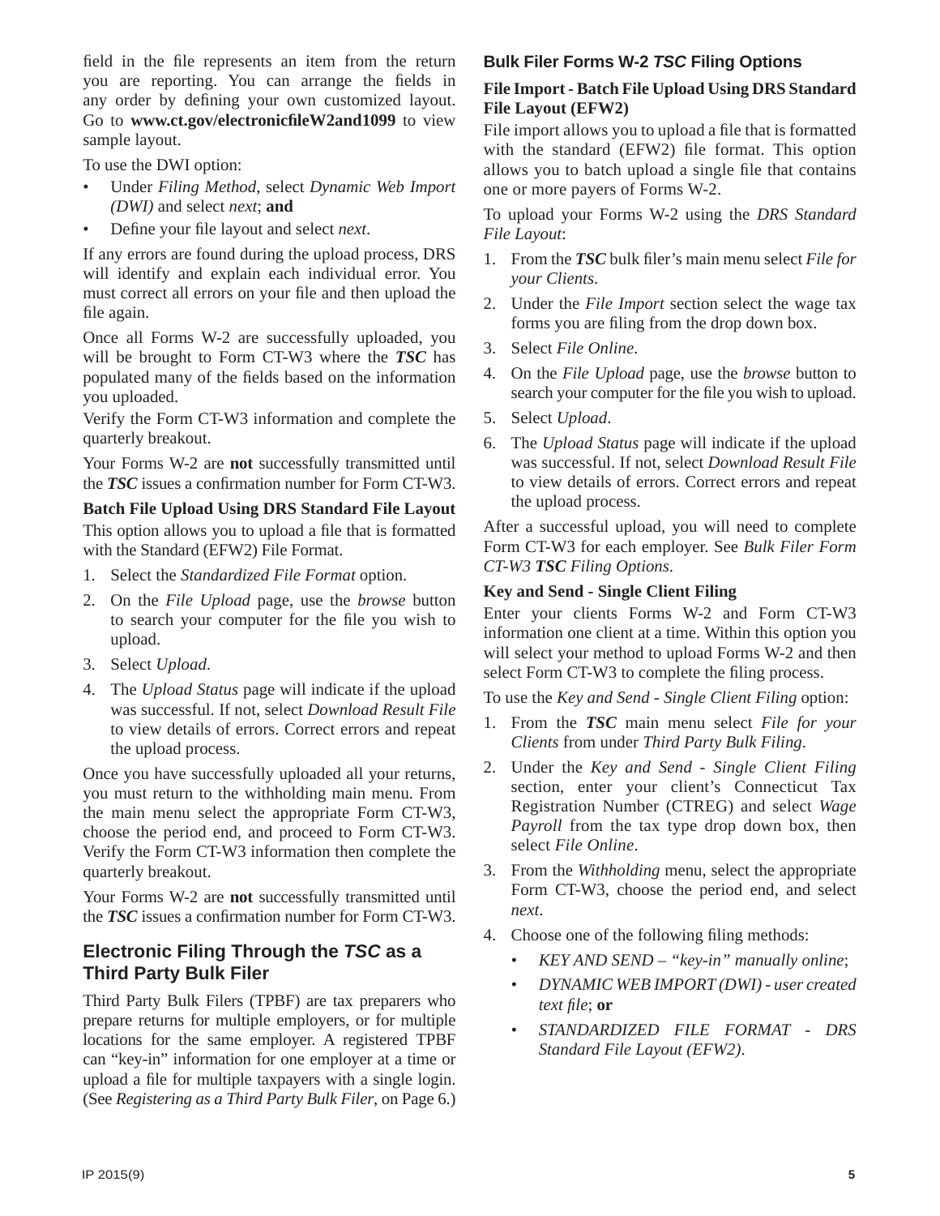field in the file represents an item from the return you are reporting. You can arrange the fields in any order by defining your own customized layout. Go to **www.ct.gov/electronicfileW2and1099** to view sample layout.

To use the DWI option:

- Under *Filing Method*, select *Dynamic Web Import (DWI)* and select *next*; **and**
- Define your file layout and select *next*.

If any errors are found during the upload process, DRS will identify and explain each individual error. You must correct all errors on your file and then upload the file again.

Once all Forms W-2 are successfully uploaded, you will be brought to Form CT-W3 where the ***TSC*** has populated many of the fields based on the information you uploaded.

Verify the Form CT-W3 information and complete the quarterly breakout.

Your Forms W-2 are **not** successfully transmitted until the ***TSC*** issues a confirmation number for Form CT-W3.

**Batch File Upload Using DRS Standard File Layout**

This option allows you to upload a file that is formatted with the Standard (EFW2) File Format.

1. Select the *Standardized File Format* option.
2. On the *File Upload* page, use the *browse* button to search your computer for the file you wish to upload.
3. Select *Upload*.
4. The *Upload Status* page will indicate if the upload was successful. If not, select *Download Result File* to view details of errors. Correct errors and repeat the upload process.

Once you have successfully uploaded all your returns, you must return to the withholding main menu. From the main menu select the appropriate Form CT-W3, choose the period end, and proceed to Form CT-W3. Verify the Form CT-W3 information then complete the quarterly breakout.

Your Forms W-2 are **not** successfully transmitted until the ***TSC*** issues a confirmation number for Form CT-W3.

## Electronic Filing Through the *TSC* as a Third Party Bulk Filer

Third Party Bulk Filers (TPBF) are tax preparers who prepare returns for multiple employers, or for multiple locations for the same employer. A registered TPBF can "key-in" information for one employer at a time or upload a file for multiple taxpayers with a single login. (See *Registering as a Third Party Bulk Filer*, on Page 6.)

### Bulk Filer Forms W-2 *TSC* Filing Options

**File Import - Batch File Upload Using DRS Standard File Layout (EFW2)**

File import allows you to upload a file that is formatted with the standard (EFW2) file format. This option allows you to batch upload a single file that contains one or more payers of Forms W-2.

To upload your Forms W-2 using the *DRS Standard File Layout*:

1. From the ***TSC*** bulk filer's main menu select *File for your Clients*.
2. Under the *File Import* section select the wage tax forms you are filing from the drop down box.
3. Select *File Online*.
4. On the *File Upload* page, use the *browse* button to search your computer for the file you wish to upload.
5. Select *Upload*.
6. The *Upload Status* page will indicate if the upload was successful. If not, select *Download Result File* to view details of errors. Correct errors and repeat the upload process.

After a successful upload, you will need to complete Form CT-W3 for each employer. See *Bulk Filer Form CT-W3* ***TSC*** *Filing Options*.

**Key and Send - Single Client Filing**

Enter your clients Forms W-2 and Form CT-W3 information one client at a time. Within this option you will select your method to upload Forms W-2 and then select Form CT-W3 to complete the filing process.

To use the *Key and Send - Single Client Filing* option:

1. From the ***TSC*** main menu select *File for your Clients* from under *Third Party Bulk Filing*.
2. Under the *Key and Send - Single Client Filing* section, enter your client's Connecticut Tax Registration Number (CTREG) and select *Wage Payroll* from the tax type drop down box, then select *File Online*.
3. From the *Withholding* menu, select the appropriate Form CT-W3, choose the period end, and select *next*.
4. Choose one of the following filing methods:
   - *KEY AND SEND – "key-in" manually online*;
   - *DYNAMIC WEB IMPORT (DWI) - user created text file*; **or**
   - *STANDARDIZED FILE FORMAT - DRS Standard File Layout (EFW2)*.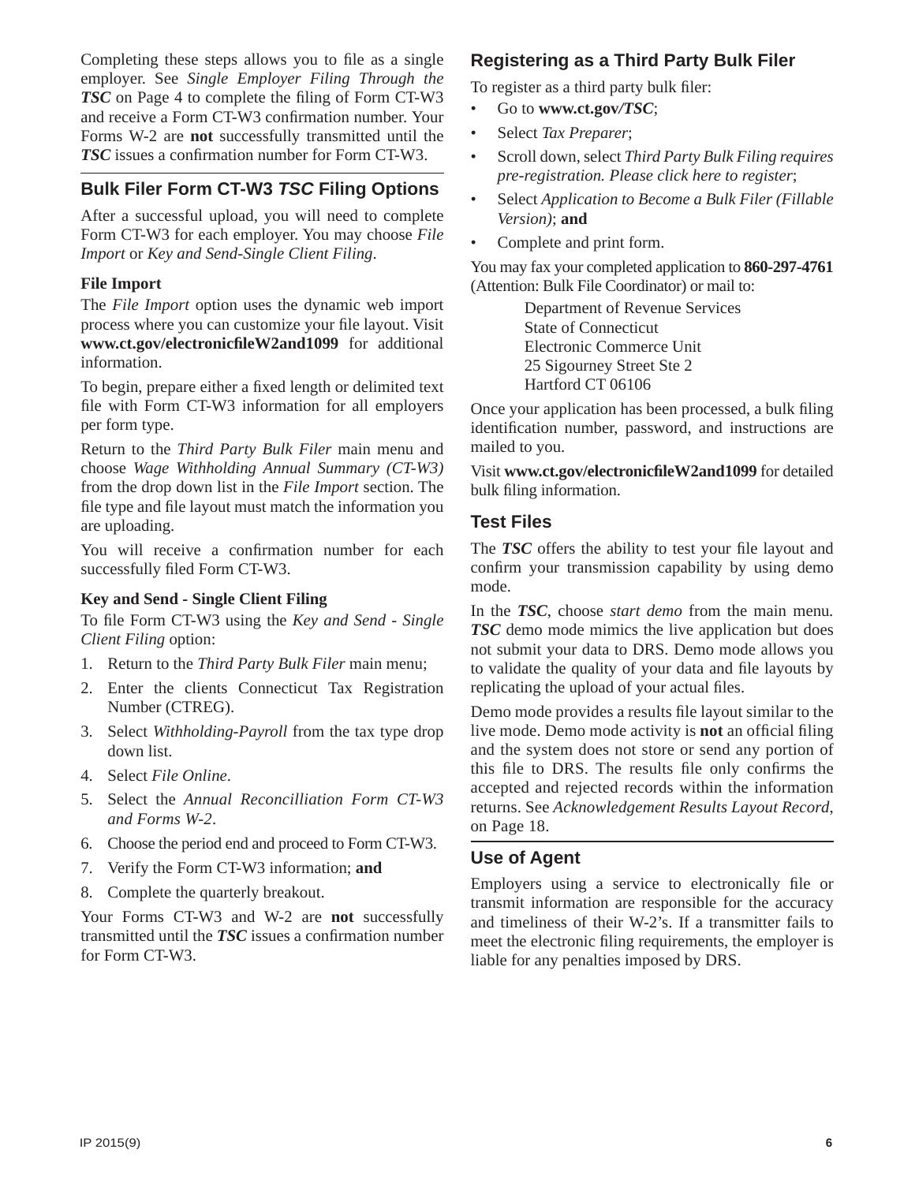Completing these steps allows you to file as a single employer. See *Single Employer Filing Through the* ***TSC*** on Page 4 to complete the filing of Form CT-W3 and receive a Form CT-W3 confirmation number. Your Forms W-2 are **not** successfully transmitted until the ***TSC*** issues a confirmation number for Form CT-W3.

## Bulk Filer Form CT-W3 *TSC* Filing Options

After a successful upload, you will need to complete Form CT-W3 for each employer. You may choose *File Import* or *Key and Send-Single Client Filing*.

### File Import

The *File Import* option uses the dynamic web import process where you can customize your file layout. Visit **www.ct.gov/electronicfileW2and1099** for additional information.

To begin, prepare either a fixed length or delimited text file with Form CT-W3 information for all employers per form type.

Return to the *Third Party Bulk Filer* main menu and choose *Wage Withholding Annual Summary (CT-W3)* from the drop down list in the *File Import* section. The file type and file layout must match the information you are uploading.

You will receive a confirmation number for each successfully filed Form CT-W3.

### Key and Send - Single Client Filing

To file Form CT-W3 using the *Key and Send - Single Client Filing* option:

1. Return to the *Third Party Bulk Filer* main menu;
2. Enter the clients Connecticut Tax Registration Number (CTREG).
3. Select *Withholding-Payroll* from the tax type drop down list.
4. Select *File Online*.
5. Select the *Annual Reconcilliation Form CT-W3 and Forms W-2*.
6. Choose the period end and proceed to Form CT-W3.
7. Verify the Form CT-W3 information; **and**
8. Complete the quarterly breakout.

Your Forms CT-W3 and W-2 are **not** successfully transmitted until the ***TSC*** issues a confirmation number for Form CT-W3.

## Registering as a Third Party Bulk Filer

To register as a third party bulk filer:

- Go to **www.ct.gov/*TSC***;
- Select *Tax Preparer*;
- Scroll down, select *Third Party Bulk Filing requires pre-registration. Please click here to register*;
- Select *Application to Become a Bulk Filer (Fillable Version)*; **and**
- Complete and print form.

You may fax your completed application to **860-297-4761** (Attention: Bulk File Coordinator) or mail to:

Department of Revenue Services
State of Connecticut
Electronic Commerce Unit
25 Sigourney Street Ste 2
Hartford CT 06106

Once your application has been processed, a bulk filing identification number, password, and instructions are mailed to you.

Visit **www.ct.gov/electronicfileW2and1099** for detailed bulk filing information.

## Test Files

The ***TSC*** offers the ability to test your file layout and confirm your transmission capability by using demo mode.

In the ***TSC***, choose *start demo* from the main menu. ***TSC*** demo mode mimics the live application but does not submit your data to DRS. Demo mode allows you to validate the quality of your data and file layouts by replicating the upload of your actual files.

Demo mode provides a results file layout similar to the live mode. Demo mode activity is **not** an official filing and the system does not store or send any portion of this file to DRS. The results file only confirms the accepted and rejected records within the information returns. See *Acknowledgement Results Layout Record*, on Page 18.

## Use of Agent

Employers using a service to electronically file or transmit information are responsible for the accuracy and timeliness of their W-2's. If a transmitter fails to meet the electronic filing requirements, the employer is liable for any penalties imposed by DRS.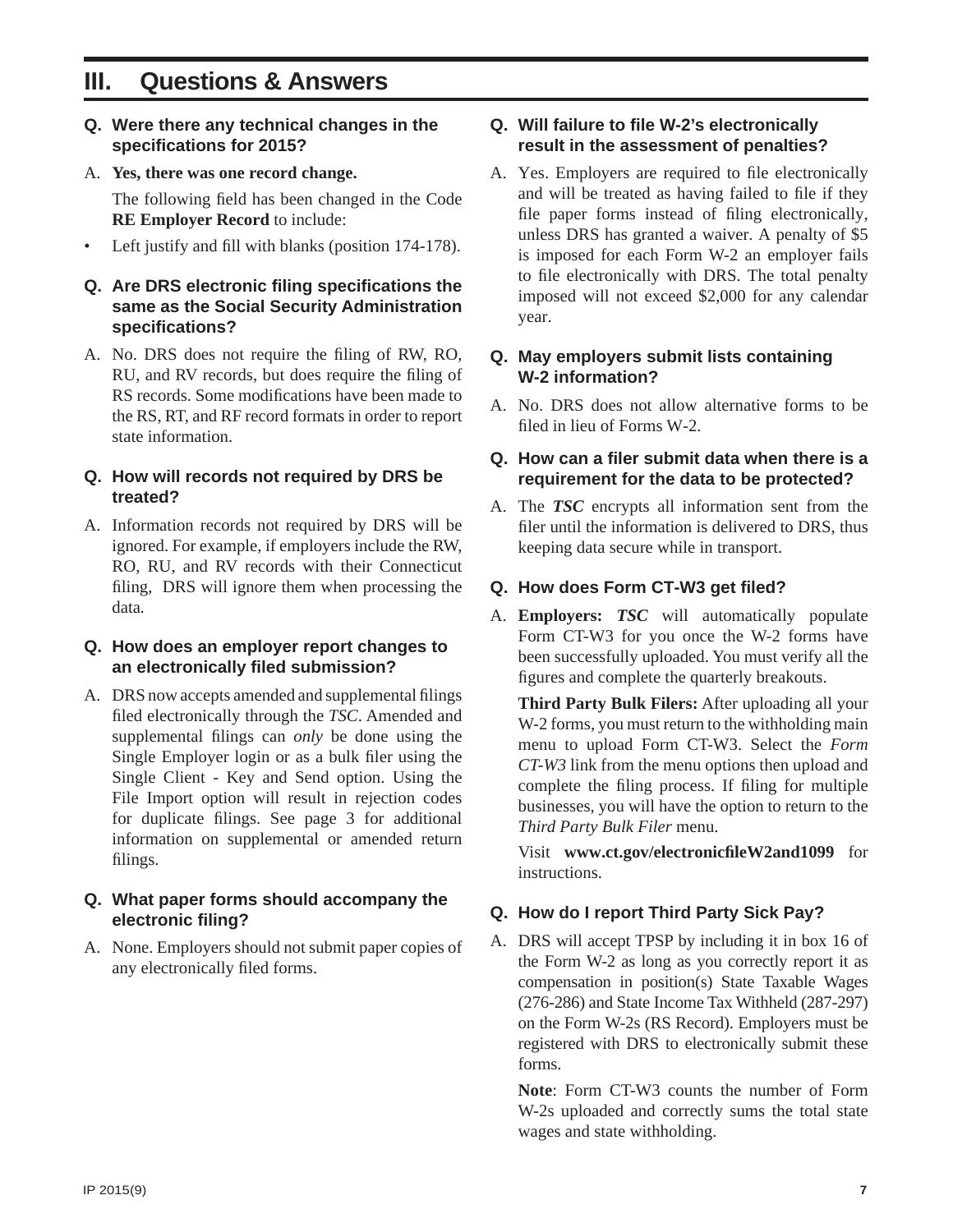# III. Questions & Answers

**Q. Were there any technical changes in the specifications for 2015?**

A. **Yes, there was one record change.**

The following field has been changed in the Code **RE Employer Record** to include:

- Left justify and fill with blanks (position 174-178).

**Q. Are DRS electronic filing specifications the same as the Social Security Administration specifications?**

A. No. DRS does not require the filing of RW, RO, RU, and RV records, but does require the filing of RS records. Some modifications have been made to the RS, RT, and RF record formats in order to report state information.

**Q. How will records not required by DRS be treated?**

A. Information records not required by DRS will be ignored. For example, if employers include the RW, RO, RU, and RV records with their Connecticut filing, DRS will ignore them when processing the data.

**Q. How does an employer report changes to an electronically filed submission?**

A. DRS now accepts amended and supplemental filings filed electronically through the *TSC*. Amended and supplemental filings can *only* be done using the Single Employer login or as a bulk filer using the Single Client - Key and Send option. Using the File Import option will result in rejection codes for duplicate filings. See page 3 for additional information on supplemental or amended return filings.

**Q. What paper forms should accompany the electronic filing?**

A. None. Employers should not submit paper copies of any electronically filed forms.

**Q. Will failure to file W-2's electronically result in the assessment of penalties?**

A. Yes. Employers are required to file electronically and will be treated as having failed to file if they file paper forms instead of filing electronically, unless DRS has granted a waiver. A penalty of $5 is imposed for each Form W-2 an employer fails to file electronically with DRS. The total penalty imposed will not exceed $2,000 for any calendar year.

**Q. May employers submit lists containing W-2 information?**

A. No. DRS does not allow alternative forms to be filed in lieu of Forms W-2.

**Q. How can a filer submit data when there is a requirement for the data to be protected?**

A. The ***TSC*** encrypts all information sent from the filer until the information is delivered to DRS, thus keeping data secure while in transport.

**Q. How does Form CT-W3 get filed?**

A. **Employers:** ***TSC*** will automatically populate Form CT-W3 for you once the W-2 forms have been successfully uploaded. You must verify all the figures and complete the quarterly breakouts.

**Third Party Bulk Filers:** After uploading all your W-2 forms, you must return to the withholding main menu to upload Form CT-W3. Select the *Form CT-W3* link from the menu options then upload and complete the filing process. If filing for multiple businesses, you will have the option to return to the *Third Party Bulk Filer* menu.

Visit **www.ct.gov/electronicfileW2and1099** for instructions.

**Q. How do I report Third Party Sick Pay?**

A. DRS will accept TPSP by including it in box 16 of the Form W-2 as long as you correctly report it as compensation in position(s) State Taxable Wages (276-286) and State Income Tax Withheld (287-297) on the Form W-2s (RS Record). Employers must be registered with DRS to electronically submit these forms.

**Note**: Form CT-W3 counts the number of Form W-2s uploaded and correctly sums the total state wages and state withholding.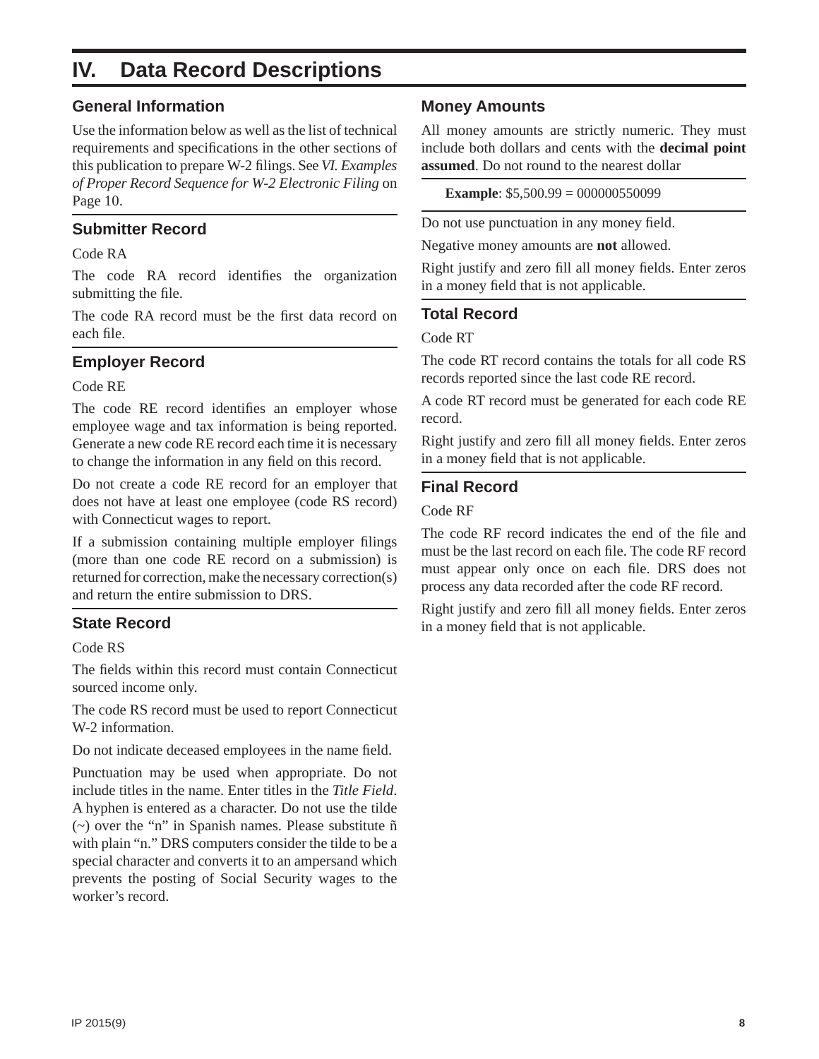# IV. Data Record Descriptions

## General Information

Use the information below as well as the list of technical requirements and specifications in the other sections of this publication to prepare W-2 filings. See *VI. Examples of Proper Record Sequence for W-2 Electronic Filing* on Page 10.

## Submitter Record

Code RA

The code RA record identifies the organization submitting the file.

The code RA record must be the first data record on each file.

## Employer Record

Code RE

The code RE record identifies an employer whose employee wage and tax information is being reported. Generate a new code RE record each time it is necessary to change the information in any field on this record.

Do not create a code RE record for an employer that does not have at least one employee (code RS record) with Connecticut wages to report.

If a submission containing multiple employer filings (more than one code RE record on a submission) is returned for correction, make the necessary correction(s) and return the entire submission to DRS.

## State Record

Code RS

The fields within this record must contain Connecticut sourced income only.

The code RS record must be used to report Connecticut W-2 information.

Do not indicate deceased employees in the name field.

Punctuation may be used when appropriate. Do not include titles in the name. Enter titles in the *Title Field*. A hyphen is entered as a character. Do not use the tilde (~) over the "n" in Spanish names. Please substitute ñ with plain "n." DRS computers consider the tilde to be a special character and converts it to an ampersand which prevents the posting of Social Security wages to the worker's record.

## Money Amounts

All money amounts are strictly numeric. They must include both dollars and cents with the **decimal point assumed**. Do not round to the nearest dollar

**Example**: $5,500.99 = 000000550099

Do not use punctuation in any money field.

Negative money amounts are **not** allowed.

Right justify and zero fill all money fields. Enter zeros in a money field that is not applicable.

## Total Record

Code RT

The code RT record contains the totals for all code RS records reported since the last code RE record.

A code RT record must be generated for each code RE record.

Right justify and zero fill all money fields. Enter zeros in a money field that is not applicable.

## Final Record

Code RF

The code RF record indicates the end of the file and must be the last record on each file. The code RF record must appear only once on each file. DRS does not process any data recorded after the code RF record.

Right justify and zero fill all money fields. Enter zeros in a money field that is not applicable.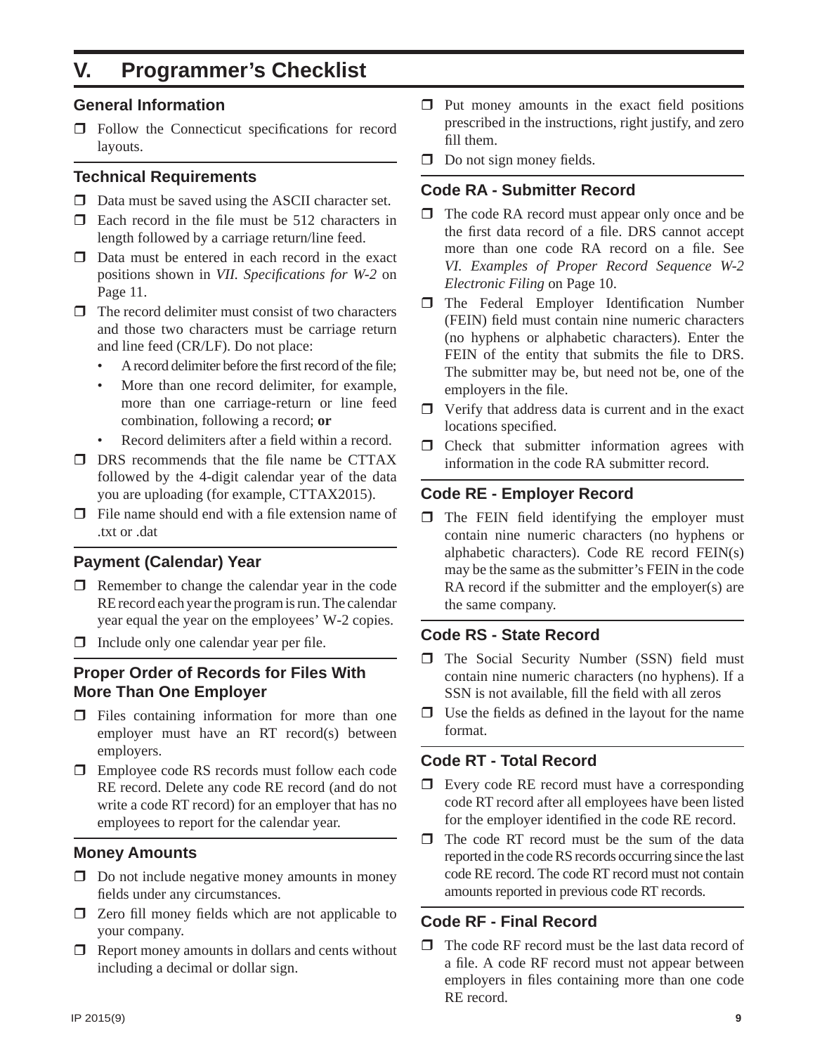# V. Programmer's Checklist

## General Information

- ❒ Follow the Connecticut specifications for record layouts.

## Technical Requirements

- ❒ Data must be saved using the ASCII character set.
- ❒ Each record in the file must be 512 characters in length followed by a carriage return/line feed.
- ❒ Data must be entered in each record in the exact positions shown in *VII. Specifications for W-2* on Page 11.
- ❒ The record delimiter must consist of two characters and those two characters must be carriage return and line feed (CR/LF). Do not place:
  - A record delimiter before the first record of the file;
  - More than one record delimiter, for example, more than one carriage-return or line feed combination, following a record; **or**
  - Record delimiters after a field within a record.
- ❒ DRS recommends that the file name be CTTAX followed by the 4-digit calendar year of the data you are uploading (for example, CTTAX2015).
- ❒ File name should end with a file extension name of .txt or .dat

## Payment (Calendar) Year

- ❒ Remember to change the calendar year in the code RE record each year the program is run. The calendar year equal the year on the employees' W-2 copies.
- ❒ Include only one calendar year per file.

## Proper Order of Records for Files With More Than One Employer

- ❒ Files containing information for more than one employer must have an RT record(s) between employers.
- ❒ Employee code RS records must follow each code RE record. Delete any code RE record (and do not write a code RT record) for an employer that has no employees to report for the calendar year.

## Money Amounts

- ❒ Do not include negative money amounts in money fields under any circumstances.
- ❒ Zero fill money fields which are not applicable to your company.
- ❒ Report money amounts in dollars and cents without including a decimal or dollar sign.
- ❒ Put money amounts in the exact field positions prescribed in the instructions, right justify, and zero fill them.
- ❒ Do not sign money fields.

## Code RA - Submitter Record

- ❒ The code RA record must appear only once and be the first data record of a file. DRS cannot accept more than one code RA record on a file. See *VI. Examples of Proper Record Sequence W-2 Electronic Filing* on Page 10.
- ❒ The Federal Employer Identification Number (FEIN) field must contain nine numeric characters (no hyphens or alphabetic characters). Enter the FEIN of the entity that submits the file to DRS. The submitter may be, but need not be, one of the employers in the file.
- ❒ Verify that address data is current and in the exact locations specified.
- ❒ Check that submitter information agrees with information in the code RA submitter record.

## Code RE - Employer Record

- ❒ The FEIN field identifying the employer must contain nine numeric characters (no hyphens or alphabetic characters). Code RE record FEIN(s) may be the same as the submitter's FEIN in the code RA record if the submitter and the employer(s) are the same company.

## Code RS - State Record

- ❒ The Social Security Number (SSN) field must contain nine numeric characters (no hyphens). If a SSN is not available, fill the field with all zeros
- ❒ Use the fields as defined in the layout for the name format.

## Code RT - Total Record

- ❒ Every code RE record must have a corresponding code RT record after all employees have been listed for the employer identified in the code RE record.
- ❒ The code RT record must be the sum of the data reported in the code RS records occurring since the last code RE record. The code RT record must not contain amounts reported in previous code RT records.

## Code RF - Final Record

- ❒ The code RF record must be the last data record of a file. A code RF record must not appear between employers in files containing more than one code RE record.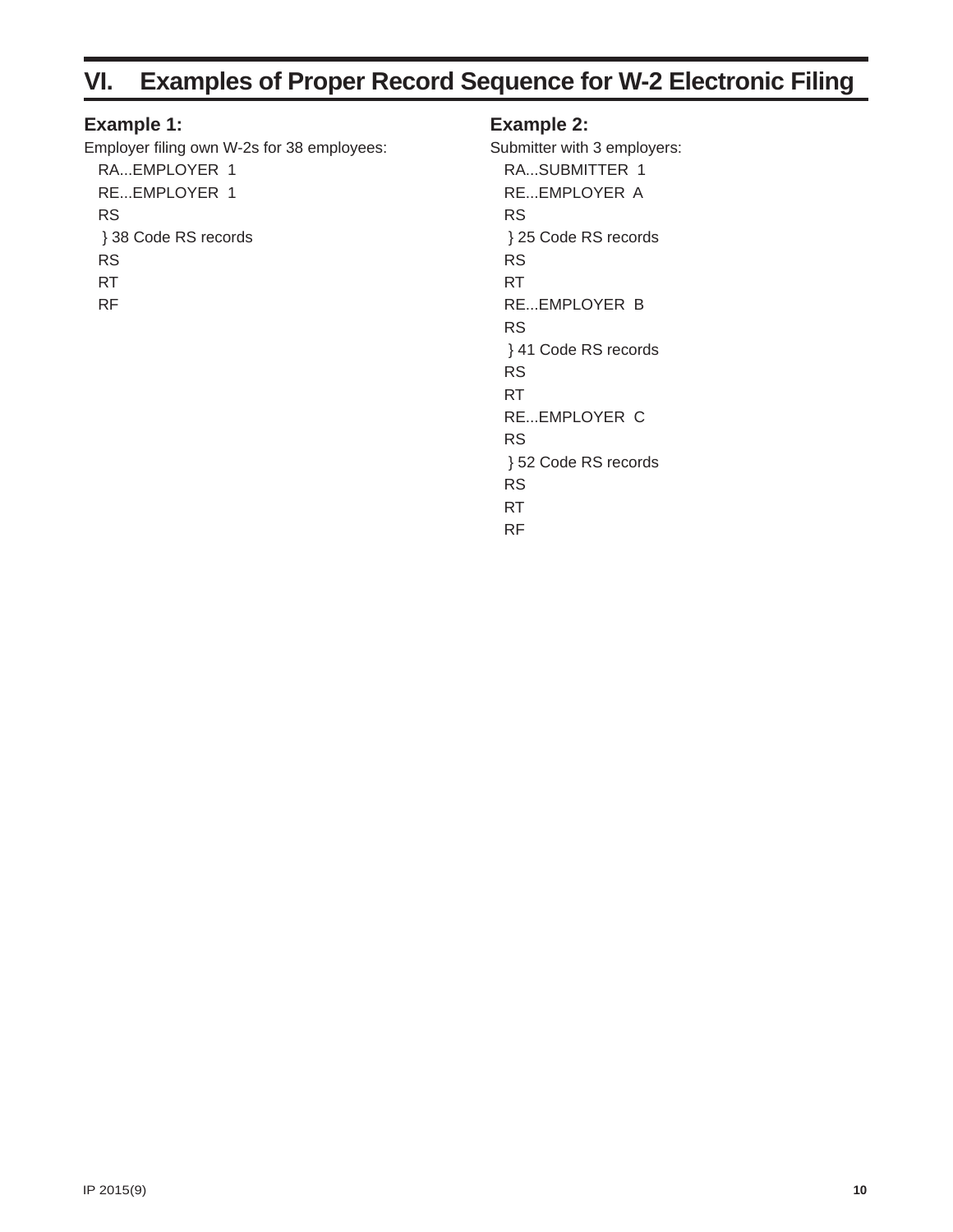# VI. Examples of Proper Record Sequence for W-2 Electronic Filing

### Example 1:

Employer filing own W-2s for 38 employees:

```
RA...EMPLOYER  1
RE...EMPLOYER  1
RS
 } 38 Code RS records
RS
RT
RF
```

### Example 2:

Submitter with 3 employers:

```
RA...SUBMITTER  1
RE...EMPLOYER  A
RS
 } 25 Code RS records
RS
RT
RE...EMPLOYER  B
RS
 } 41 Code RS records
RS
RT
RE...EMPLOYER  C
RS
 } 52 Code RS records
RS
RT
RF
```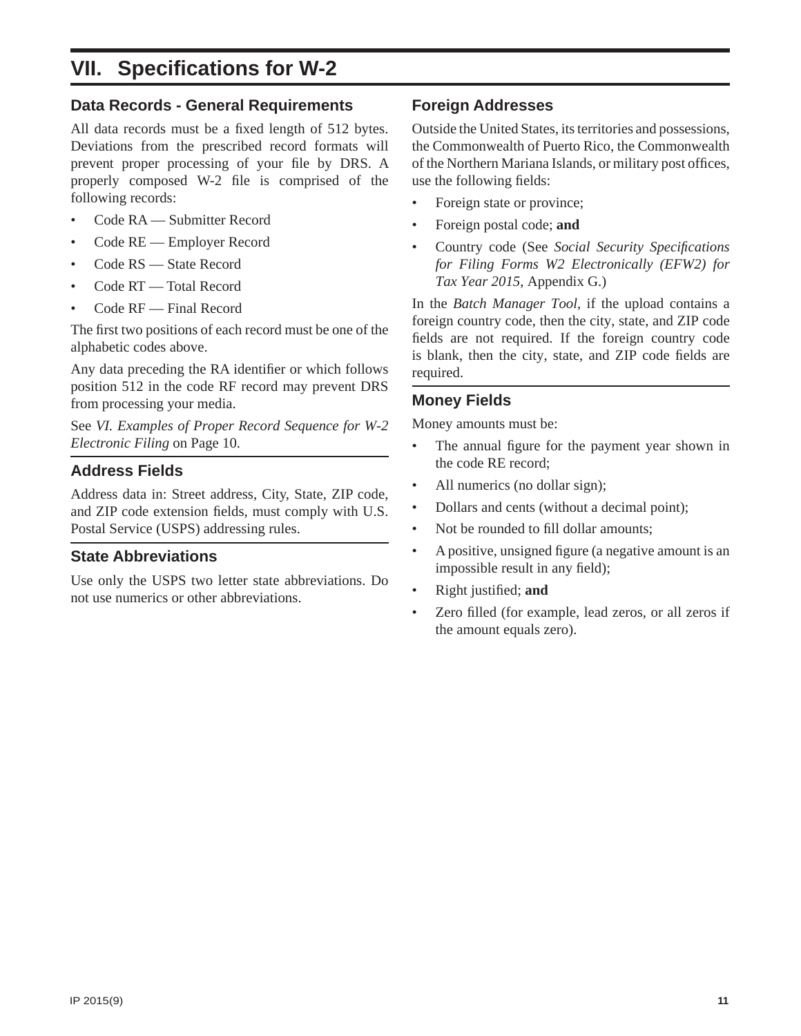# VII. Specifications for W-2

## Data Records - General Requirements

All data records must be a fixed length of 512 bytes. Deviations from the prescribed record formats will prevent proper processing of your file by DRS. A properly composed W-2 file is comprised of the following records:

- Code RA — Submitter Record
- Code RE — Employer Record
- Code RS — State Record
- Code RT — Total Record
- Code RF — Final Record

The first two positions of each record must be one of the alphabetic codes above.

Any data preceding the RA identifier or which follows position 512 in the code RF record may prevent DRS from processing your media.

See *VI. Examples of Proper Record Sequence for W-2 Electronic Filing* on Page 10.

## Address Fields

Address data in: Street address, City, State, ZIP code, and ZIP code extension fields, must comply with U.S. Postal Service (USPS) addressing rules.

## State Abbreviations

Use only the USPS two letter state abbreviations. Do not use numerics or other abbreviations.

## Foreign Addresses

Outside the United States, its territories and possessions, the Commonwealth of Puerto Rico, the Commonwealth of the Northern Mariana Islands, or military post offices, use the following fields:

- Foreign state or province;
- Foreign postal code; **and**
- Country code (See *Social Security Specifications for Filing Forms W2 Electronically (EFW2) for Tax Year 2015,* Appendix G.)

In the *Batch Manager Tool*, if the upload contains a foreign country code, then the city, state, and ZIP code fields are not required. If the foreign country code is blank, then the city, state, and ZIP code fields are required.

## Money Fields

Money amounts must be:

- The annual figure for the payment year shown in the code RE record;
- All numerics (no dollar sign);
- Dollars and cents (without a decimal point);
- Not be rounded to fill dollar amounts;
- A positive, unsigned figure (a negative amount is an impossible result in any field);
- Right justified; **and**
- Zero filled (for example, lead zeros, or all zeros if the amount equals zero).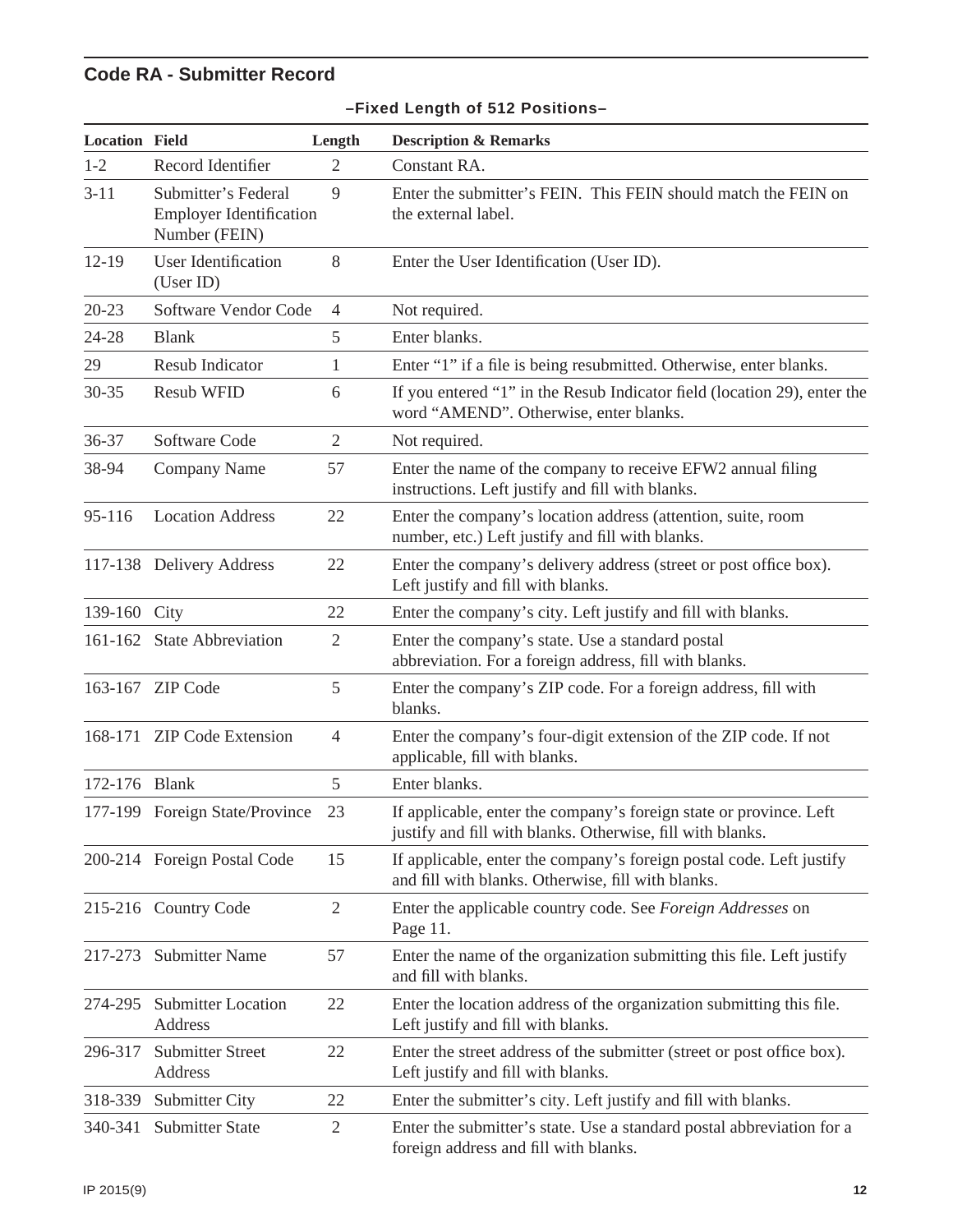## Code RA - Submitter Record

**–Fixed Length of 512 Positions–**

| Location | Field | Length | Description & Remarks |
|---|---|---|---|
| 1-2 | Record Identifier | 2 | Constant RA. |
| 3-11 | Submitter's Federal Employer Identification Number (FEIN) | 9 | Enter the submitter's FEIN. This FEIN should match the FEIN on the external label. |
| 12-19 | User Identification (User ID) | 8 | Enter the User Identification (User ID). |
| 20-23 | Software Vendor Code | 4 | Not required. |
| 24-28 | Blank | 5 | Enter blanks. |
| 29 | Resub Indicator | 1 | Enter "1" if a file is being resubmitted. Otherwise, enter blanks. |
| 30-35 | Resub WFID | 6 | If you entered "1" in the Resub Indicator field (location 29), enter the word "AMEND". Otherwise, enter blanks. |
| 36-37 | Software Code | 2 | Not required. |
| 38-94 | Company Name | 57 | Enter the name of the company to receive EFW2 annual filing instructions. Left justify and fill with blanks. |
| 95-116 | Location Address | 22 | Enter the company's location address (attention, suite, room number, etc.) Left justify and fill with blanks. |
| 117-138 | Delivery Address | 22 | Enter the company's delivery address (street or post office box). Left justify and fill with blanks. |
| 139-160 | City | 22 | Enter the company's city. Left justify and fill with blanks. |
| 161-162 | State Abbreviation | 2 | Enter the company's state. Use a standard postal abbreviation. For a foreign address, fill with blanks. |
| 163-167 | ZIP Code | 5 | Enter the company's ZIP code. For a foreign address, fill with blanks. |
| 168-171 | ZIP Code Extension | 4 | Enter the company's four-digit extension of the ZIP code. If not applicable, fill with blanks. |
| 172-176 | Blank | 5 | Enter blanks. |
| 177-199 | Foreign State/Province | 23 | If applicable, enter the company's foreign state or province. Left justify and fill with blanks. Otherwise, fill with blanks. |
| 200-214 | Foreign Postal Code | 15 | If applicable, enter the company's foreign postal code. Left justify and fill with blanks. Otherwise, fill with blanks. |
| 215-216 | Country Code | 2 | Enter the applicable country code. See *Foreign Addresses* on Page 11. |
| 217-273 | Submitter Name | 57 | Enter the name of the organization submitting this file. Left justify and fill with blanks. |
| 274-295 | Submitter Location Address | 22 | Enter the location address of the organization submitting this file. Left justify and fill with blanks. |
| 296-317 | Submitter Street Address | 22 | Enter the street address of the submitter (street or post office box). Left justify and fill with blanks. |
| 318-339 | Submitter City | 22 | Enter the submitter's city. Left justify and fill with blanks. |
| 340-341 | Submitter State | 2 | Enter the submitter's state. Use a standard postal abbreviation for a foreign address and fill with blanks. |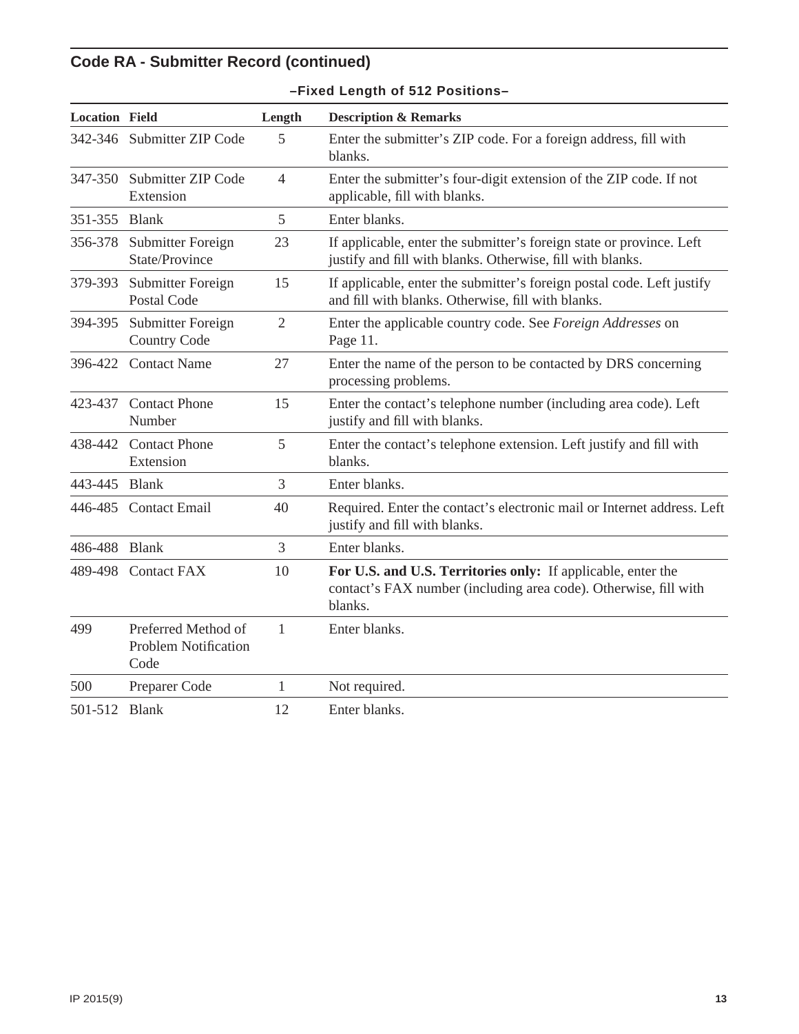## Code RA - Submitter Record (continued)

**–Fixed Length of 512 Positions–**

| Location | Field | Length | Description & Remarks |
|---|---|---|---|
| 342-346 | Submitter ZIP Code | 5 | Enter the submitter's ZIP code. For a foreign address, fill with blanks. |
| 347-350 | Submitter ZIP Code Extension | 4 | Enter the submitter's four-digit extension of the ZIP code. If not applicable, fill with blanks. |
| 351-355 | Blank | 5 | Enter blanks. |
| 356-378 | Submitter Foreign State/Province | 23 | If applicable, enter the submitter's foreign state or province. Left justify and fill with blanks. Otherwise, fill with blanks. |
| 379-393 | Submitter Foreign Postal Code | 15 | If applicable, enter the submitter's foreign postal code. Left justify and fill with blanks. Otherwise, fill with blanks. |
| 394-395 | Submitter Foreign Country Code | 2 | Enter the applicable country code. See *Foreign Addresses* on Page 11. |
| 396-422 | Contact Name | 27 | Enter the name of the person to be contacted by DRS concerning processing problems. |
| 423-437 | Contact Phone Number | 15 | Enter the contact's telephone number (including area code). Left justify and fill with blanks. |
| 438-442 | Contact Phone Extension | 5 | Enter the contact's telephone extension. Left justify and fill with blanks. |
| 443-445 | Blank | 3 | Enter blanks. |
| 446-485 | Contact Email | 40 | Required. Enter the contact's electronic mail or Internet address. Left justify and fill with blanks. |
| 486-488 | Blank | 3 | Enter blanks. |
| 489-498 | Contact FAX | 10 | **For U.S. and U.S. Territories only:** If applicable, enter the contact's FAX number (including area code). Otherwise, fill with blanks. |
| 499 | Preferred Method of Problem Notification Code | 1 | Enter blanks. |
| 500 | Preparer Code | 1 | Not required. |
| 501-512 | Blank | 12 | Enter blanks. |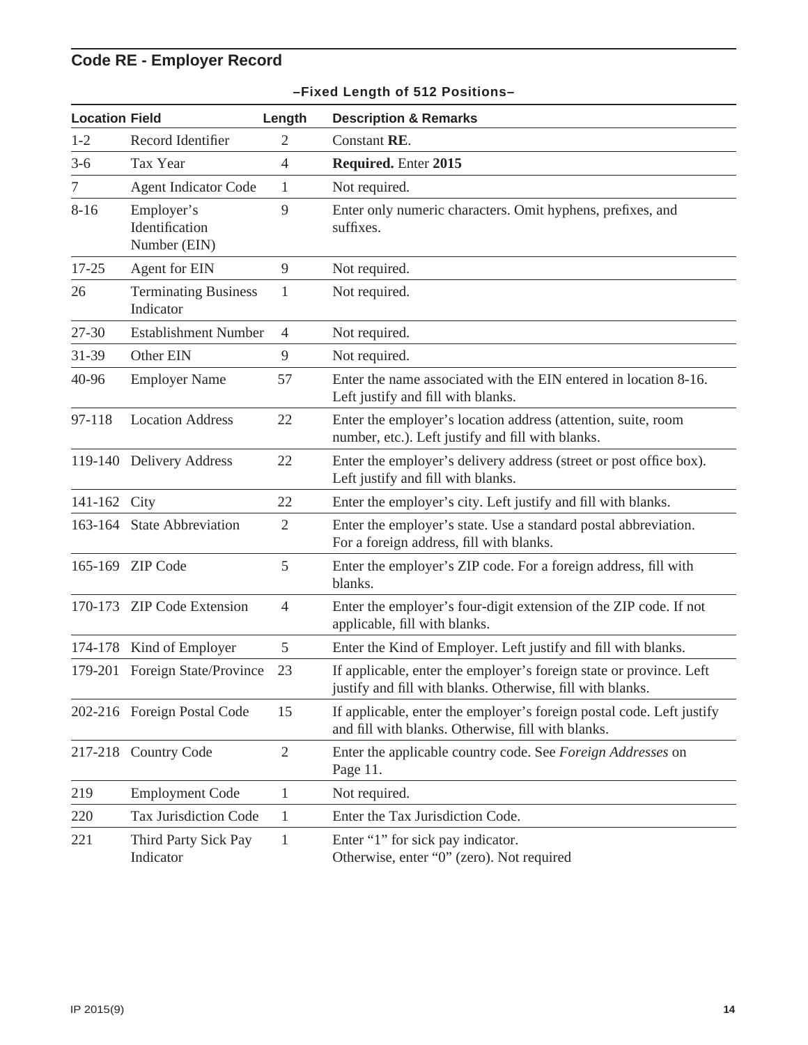## Code RE - Employer Record

**–Fixed Length of 512 Positions–**

| Location | Field | Length | Description & Remarks |
|---|---|---|---|
| 1-2 | Record Identifier | 2 | Constant **RE**. |
| 3-6 | Tax Year | 4 | **Required.** Enter **2015** |
| 7 | Agent Indicator Code | 1 | Not required. |
| 8-16 | Employer's Identification Number (EIN) | 9 | Enter only numeric characters. Omit hyphens, prefixes, and suffixes. |
| 17-25 | Agent for EIN | 9 | Not required. |
| 26 | Terminating Business Indicator | 1 | Not required. |
| 27-30 | Establishment Number | 4 | Not required. |
| 31-39 | Other EIN | 9 | Not required. |
| 40-96 | Employer Name | 57 | Enter the name associated with the EIN entered in location 8-16. Left justify and fill with blanks. |
| 97-118 | Location Address | 22 | Enter the employer's location address (attention, suite, room number, etc.). Left justify and fill with blanks. |
| 119-140 | Delivery Address | 22 | Enter the employer's delivery address (street or post office box). Left justify and fill with blanks. |
| 141-162 | City | 22 | Enter the employer's city. Left justify and fill with blanks. |
| 163-164 | State Abbreviation | 2 | Enter the employer's state. Use a standard postal abbreviation. For a foreign address, fill with blanks. |
| 165-169 | ZIP Code | 5 | Enter the employer's ZIP code. For a foreign address, fill with blanks. |
| 170-173 | ZIP Code Extension | 4 | Enter the employer's four-digit extension of the ZIP code. If not applicable, fill with blanks. |
| 174-178 | Kind of Employer | 5 | Enter the Kind of Employer. Left justify and fill with blanks. |
| 179-201 | Foreign State/Province | 23 | If applicable, enter the employer's foreign state or province. Left justify and fill with blanks. Otherwise, fill with blanks. |
| 202-216 | Foreign Postal Code | 15 | If applicable, enter the employer's foreign postal code. Left justify and fill with blanks. Otherwise, fill with blanks. |
| 217-218 | Country Code | 2 | Enter the applicable country code. See *Foreign Addresses* on Page 11. |
| 219 | Employment Code | 1 | Not required. |
| 220 | Tax Jurisdiction Code | 1 | Enter the Tax Jurisdiction Code. |
| 221 | Third Party Sick Pay Indicator | 1 | Enter "1" for sick pay indicator. Otherwise, enter "0" (zero). Not required |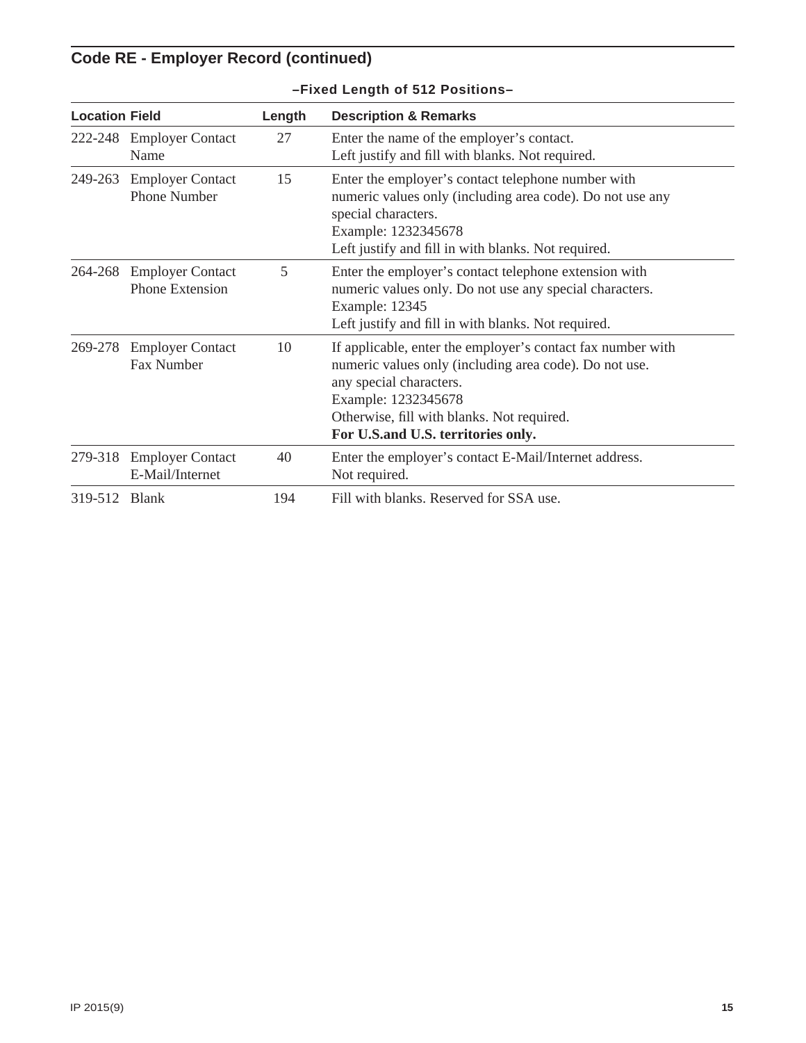## Code RE - Employer Record (continued)

**–Fixed Length of 512 Positions–**

| Location | Field | Length | Description & Remarks |
|---|---|---|---|
| 222-248 | Employer Contact Name | 27 | Enter the name of the employer's contact.<br>Left justify and fill with blanks. Not required. |
| 249-263 | Employer Contact Phone Number | 15 | Enter the employer's contact telephone number with numeric values only (including area code). Do not use any special characters.<br>Example: 1232345678<br>Left justify and fill in with blanks. Not required. |
| 264-268 | Employer Contact Phone Extension | 5 | Enter the employer's contact telephone extension with numeric values only. Do not use any special characters.<br>Example: 12345<br>Left justify and fill in with blanks. Not required. |
| 269-278 | Employer Contact Fax Number | 10 | If applicable, enter the employer's contact fax number with numeric values only (including area code). Do not use. any special characters.<br>Example: 1232345678<br>Otherwise, fill with blanks. Not required.<br>**For U.S.and U.S. territories only.** |
| 279-318 | Employer Contact E-Mail/Internet | 40 | Enter the employer's contact E-Mail/Internet address.<br>Not required. |
| 319-512 | Blank | 194 | Fill with blanks. Reserved for SSA use. |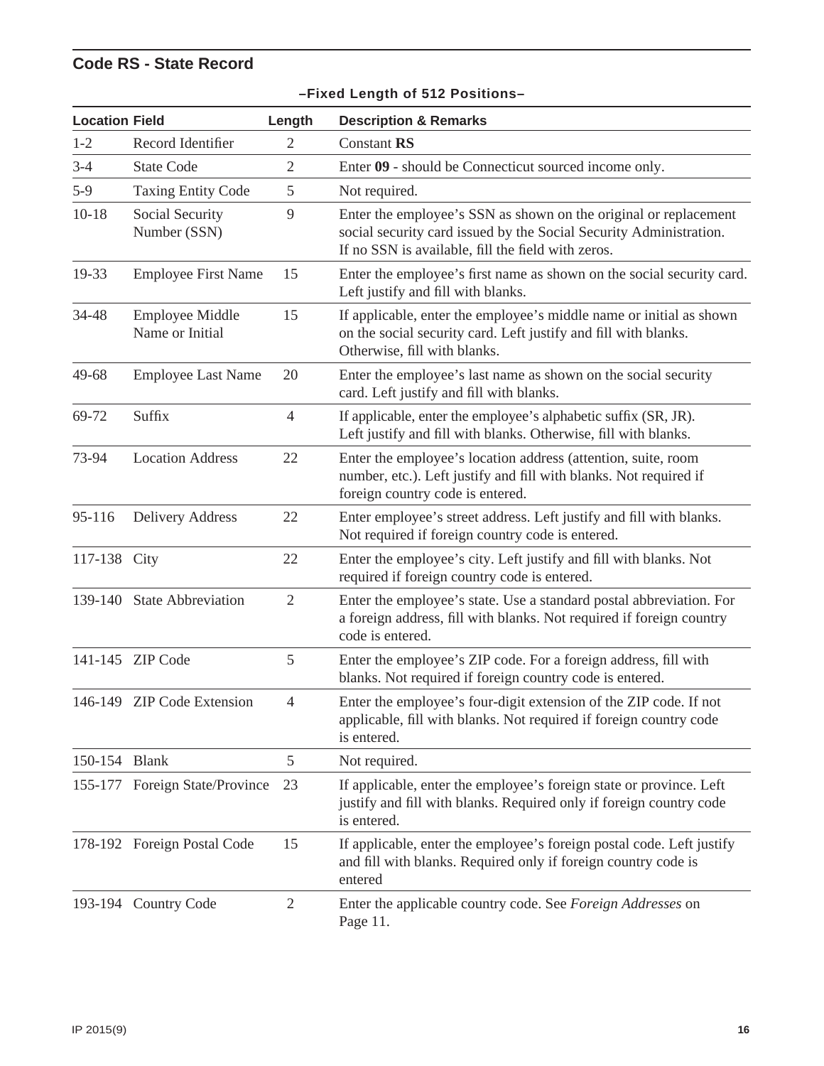## Code RS - State Record

**–Fixed Length of 512 Positions–**

| Location | Field | Length | Description & Remarks |
|---|---|---|---|
| 1-2 | Record Identifier | 2 | Constant **RS** |
| 3-4 | State Code | 2 | Enter **09** - should be Connecticut sourced income only. |
| 5-9 | Taxing Entity Code | 5 | Not required. |
| 10-18 | Social Security Number (SSN) | 9 | Enter the employee's SSN as shown on the original or replacement social security card issued by the Social Security Administration. If no SSN is available, fill the field with zeros. |
| 19-33 | Employee First Name | 15 | Enter the employee's first name as shown on the social security card. Left justify and fill with blanks. |
| 34-48 | Employee Middle Name or Initial | 15 | If applicable, enter the employee's middle name or initial as shown on the social security card. Left justify and fill with blanks. Otherwise, fill with blanks. |
| 49-68 | Employee Last Name | 20 | Enter the employee's last name as shown on the social security card. Left justify and fill with blanks. |
| 69-72 | Suffix | 4 | If applicable, enter the employee's alphabetic suffix (SR, JR). Left justify and fill with blanks. Otherwise, fill with blanks. |
| 73-94 | Location Address | 22 | Enter the employee's location address (attention, suite, room number, etc.). Left justify and fill with blanks. Not required if foreign country code is entered. |
| 95-116 | Delivery Address | 22 | Enter employee's street address. Left justify and fill with blanks. Not required if foreign country code is entered. |
| 117-138 | City | 22 | Enter the employee's city. Left justify and fill with blanks. Not required if foreign country code is entered. |
| 139-140 | State Abbreviation | 2 | Enter the employee's state. Use a standard postal abbreviation. For a foreign address, fill with blanks. Not required if foreign country code is entered. |
| 141-145 | ZIP Code | 5 | Enter the employee's ZIP code. For a foreign address, fill with blanks. Not required if foreign country code is entered. |
| 146-149 | ZIP Code Extension | 4 | Enter the employee's four-digit extension of the ZIP code. If not applicable, fill with blanks. Not required if foreign country code is entered. |
| 150-154 | Blank | 5 | Not required. |
| 155-177 | Foreign State/Province | 23 | If applicable, enter the employee's foreign state or province. Left justify and fill with blanks. Required only if foreign country code is entered. |
| 178-192 | Foreign Postal Code | 15 | If applicable, enter the employee's foreign postal code. Left justify and fill with blanks. Required only if foreign country code is entered |
| 193-194 | Country Code | 2 | Enter the applicable country code. See *Foreign Addresses* on Page 11. |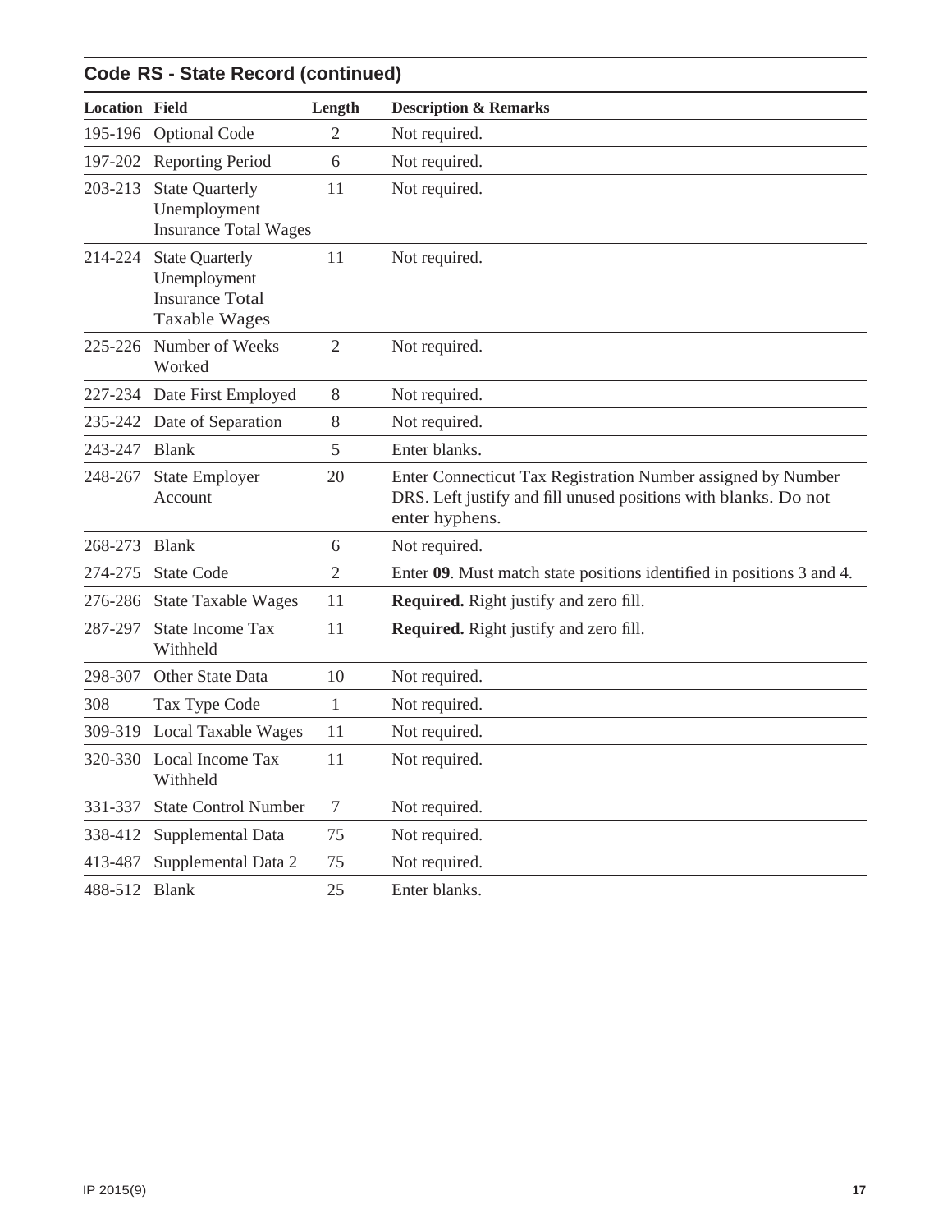## Code RS - State Record (continued)

| Location | Field | Length | Description & Remarks |
|---|---|---|---|
| 195-196 | Optional Code | 2 | Not required. |
| 197-202 | Reporting Period | 6 | Not required. |
| 203-213 | State Quarterly Unemployment Insurance Total Wages | 11 | Not required. |
| 214-224 | State Quarterly Unemployment Insurance Total Taxable Wages | 11 | Not required. |
| 225-226 | Number of Weeks Worked | 2 | Not required. |
| 227-234 | Date First Employed | 8 | Not required. |
| 235-242 | Date of Separation | 8 | Not required. |
| 243-247 | Blank | 5 | Enter blanks. |
| 248-267 | State Employer Account | 20 | Enter Connecticut Tax Registration Number assigned by Number DRS. Left justify and fill unused positions with blanks. Do not enter hyphens. |
| 268-273 | Blank | 6 | Not required. |
| 274-275 | State Code | 2 | Enter **09**. Must match state positions identified in positions 3 and 4. |
| 276-286 | State Taxable Wages | 11 | **Required.** Right justify and zero fill. |
| 287-297 | State Income Tax Withheld | 11 | **Required.** Right justify and zero fill. |
| 298-307 | Other State Data | 10 | Not required. |
| 308 | Tax Type Code | 1 | Not required. |
| 309-319 | Local Taxable Wages | 11 | Not required. |
| 320-330 | Local Income Tax Withheld | 11 | Not required. |
| 331-337 | State Control Number | 7 | Not required. |
| 338-412 | Supplemental Data | 75 | Not required. |
| 413-487 | Supplemental Data 2 | 75 | Not required. |
| 488-512 | Blank | 25 | Enter blanks. |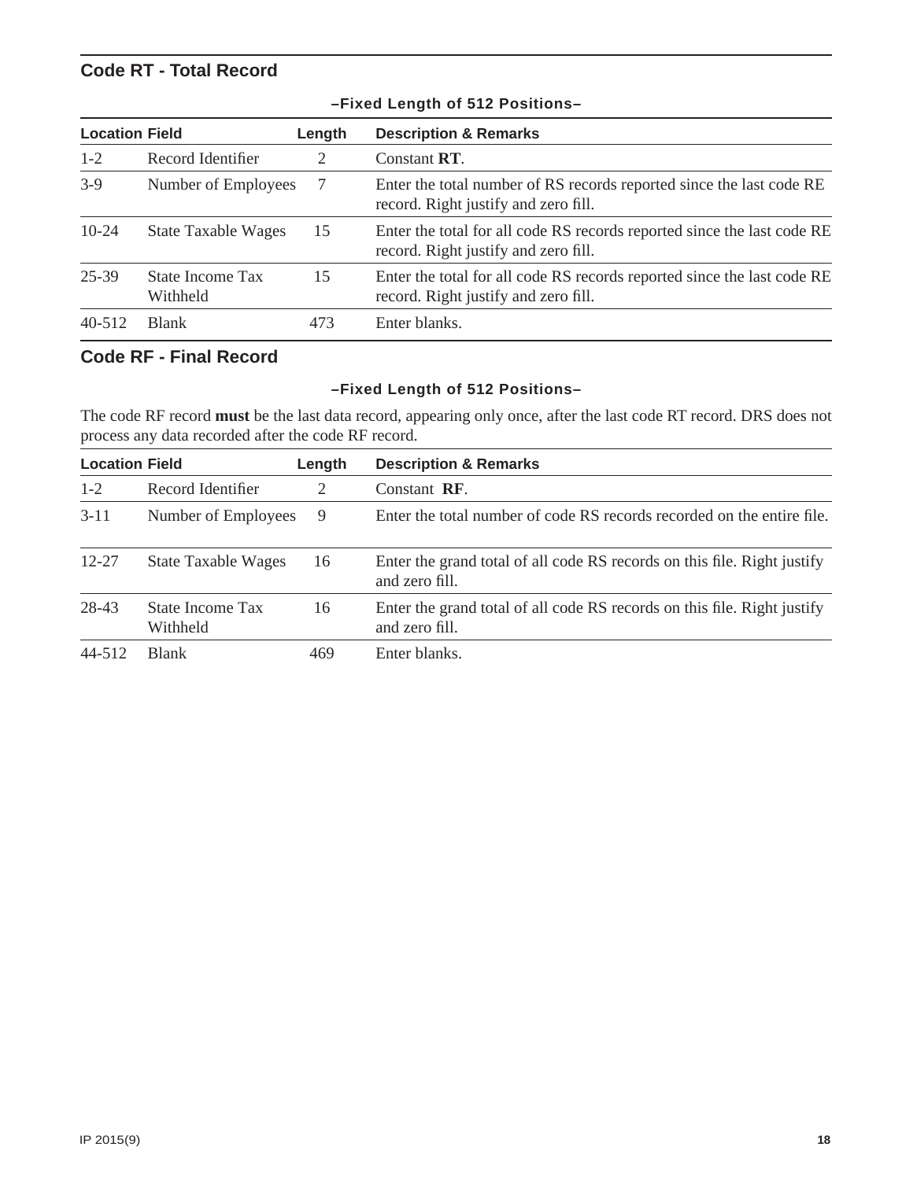## Code RT - Total Record

**–Fixed Length of 512 Positions–**

| Location | Field | Length | Description & Remarks |
|---|---|---|---|
| 1-2 | Record Identifier | 2 | Constant **RT**. |
| 3-9 | Number of Employees | 7 | Enter the total number of RS records reported since the last code RE record. Right justify and zero fill. |
| 10-24 | State Taxable Wages | 15 | Enter the total for all code RS records reported since the last code RE record. Right justify and zero fill. |
| 25-39 | State Income Tax Withheld | 15 | Enter the total for all code RS records reported since the last code RE record. Right justify and zero fill. |
| 40-512 | Blank | 473 | Enter blanks. |

## Code RF - Final Record

**–Fixed Length of 512 Positions–**

The code RF record **must** be the last data record, appearing only once, after the last code RT record. DRS does not process any data recorded after the code RF record.

| Location | Field | Length | Description & Remarks |
|---|---|---|---|
| 1-2 | Record Identifier | 2 | Constant **RF**. |
| 3-11 | Number of Employees | 9 | Enter the total number of code RS records recorded on the entire file. |
| 12-27 | State Taxable Wages | 16 | Enter the grand total of all code RS records on this file. Right justify and zero fill. |
| 28-43 | State Income Tax Withheld | 16 | Enter the grand total of all code RS records on this file. Right justify and zero fill. |
| 44-512 | Blank | 469 | Enter blanks. |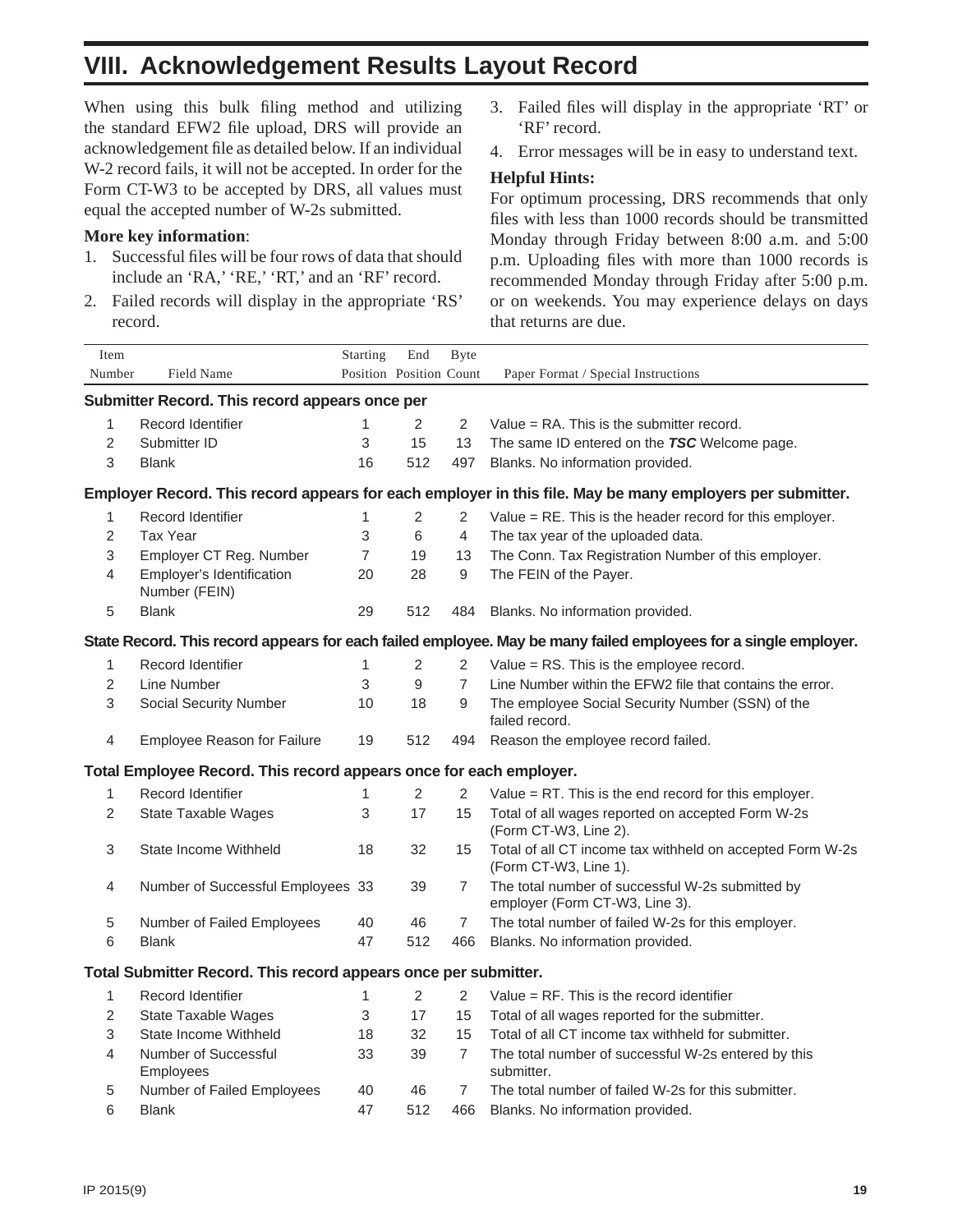# VIII. Acknowledgement Results Layout Record

When using this bulk filing method and utilizing the standard EFW2 file upload, DRS will provide an acknowledgement file as detailed below. If an individual W-2 record fails, it will not be accepted. In order for the Form CT-W3 to be accepted by DRS, all values must equal the accepted number of W-2s submitted.

**More key information**:

1. Successful files will be four rows of data that should include an 'RA,' 'RE,' 'RT,' and an 'RF' record.
2. Failed records will display in the appropriate 'RS' record.
3. Failed files will display in the appropriate 'RT' or 'RF' record.
4. Error messages will be in easy to understand text.

**Helpful Hints:**

For optimum processing, DRS recommends that only files with less than 1000 records should be transmitted Monday through Friday between 8:00 a.m. and 5:00 p.m. Uploading files with more than 1000 records is recommended Monday through Friday after 5:00 p.m. or on weekends. You may experience delays on days that returns are due.

| Item Number | Field Name | Starting Position | End Position | Byte Count | Paper Format / Special Instructions |
|---|---|---|---|---|---|
| **Submitter Record. This record appears once per** | | | | | |
| 1 | Record Identifier | 1 | 2 | 2 | Value = RA. This is the submitter record. |
| 2 | Submitter ID | 3 | 15 | 13 | The same ID entered on the ***TSC*** Welcome page. |
| 3 | Blank | 16 | 512 | 497 | Blanks. No information provided. |
| **Employer Record. This record appears for each employer in this file. May be many employers per submitter.** | | | | | |
| 1 | Record Identifier | 1 | 2 | 2 | Value = RE. This is the header record for this employer. |
| 2 | Tax Year | 3 | 6 | 4 | The tax year of the uploaded data. |
| 3 | Employer CT Reg. Number | 7 | 19 | 13 | The Conn. Tax Registration Number of this employer. |
| 4 | Employer's Identification Number (FEIN) | 20 | 28 | 9 | The FEIN of the Payer. |
| 5 | Blank | 29 | 512 | 484 | Blanks. No information provided. |
| **State Record. This record appears for each failed employee. May be many failed employees for a single employer.** | | | | | |
| 1 | Record Identifier | 1 | 2 | 2 | Value = RS. This is the employee record. |
| 2 | Line Number | 3 | 9 | 7 | Line Number within the EFW2 file that contains the error. |
| 3 | Social Security Number | 10 | 18 | 9 | The employee Social Security Number (SSN) of the failed record. |
| 4 | Employee Reason for Failure | 19 | 512 | 494 | Reason the employee record failed. |
| **Total Employee Record. This record appears once for each employer.** | | | | | |
| 1 | Record Identifier | 1 | 2 | 2 | Value = RT. This is the end record for this employer. |
| 2 | State Taxable Wages | 3 | 17 | 15 | Total of all wages reported on accepted Form W-2s (Form CT-W3, Line 2). |
| 3 | State Income Withheld | 18 | 32 | 15 | Total of all CT income tax withheld on accepted Form W-2s (Form CT-W3, Line 1). |
| 4 | Number of Successful Employees | 33 | 39 | 7 | The total number of successful W-2s submitted by employer (Form CT-W3, Line 3). |
| 5 | Number of Failed Employees | 40 | 46 | 7 | The total number of failed W-2s for this employer. |
| 6 | Blank | 47 | 512 | 466 | Blanks. No information provided. |
| **Total Submitter Record. This record appears once per submitter.** | | | | | |
| 1 | Record Identifier | 1 | 2 | 2 | Value = RF. This is the record identifier |
| 2 | State Taxable Wages | 3 | 17 | 15 | Total of all wages reported for the submitter. |
| 3 | State Income Withheld | 18 | 32 | 15 | Total of all CT income tax withheld for submitter. |
| 4 | Number of Successful Employees | 33 | 39 | 7 | The total number of successful W-2s entered by this submitter. |
| 5 | Number of Failed Employees | 40 | 46 | 7 | The total number of failed W-2s for this submitter. |
| 6 | Blank | 47 | 512 | 466 | Blanks. No information provided. |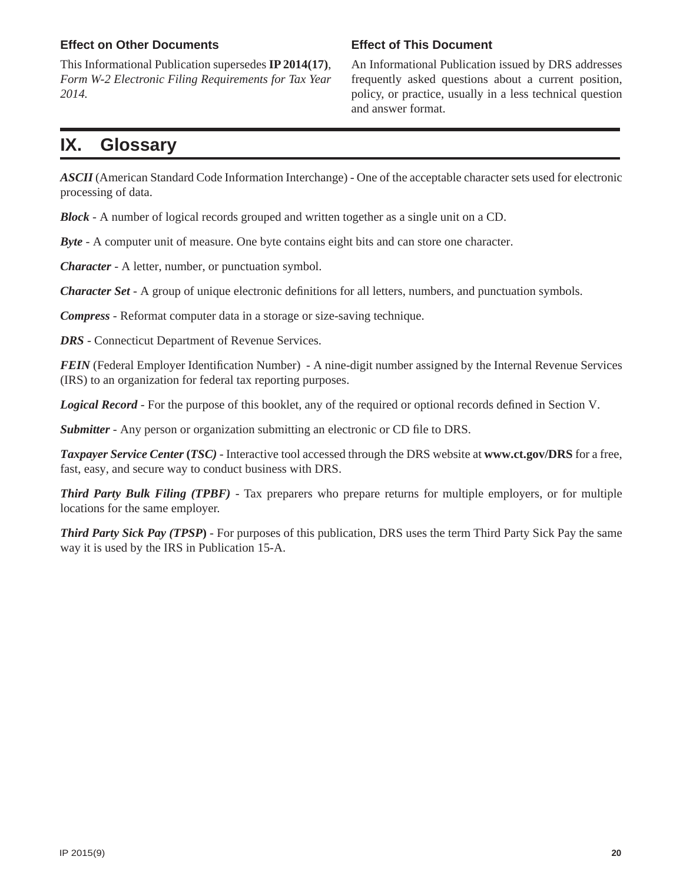### Effect on Other Documents

This Informational Publication supersedes **IP 2014(17)**, *Form W-2 Electronic Filing Requirements for Tax Year 2014.*

### Effect of This Document

An Informational Publication issued by DRS addresses frequently asked questions about a current position, policy, or practice, usually in a less technical question and answer format.

## IX. Glossary

***ASCII*** (American Standard Code Information Interchange) - One of the acceptable character sets used for electronic processing of data.

***Block*** - A number of logical records grouped and written together as a single unit on a CD.

***Byte*** - A computer unit of measure. One byte contains eight bits and can store one character.

***Character*** - A letter, number, or punctuation symbol.

***Character Set*** - A group of unique electronic definitions for all letters, numbers, and punctuation symbols.

***Compress*** - Reformat computer data in a storage or size-saving technique.

***DRS*** - Connecticut Department of Revenue Services.

***FEIN*** (Federal Employer Identification Number) - A nine-digit number assigned by the Internal Revenue Services (IRS) to an organization for federal tax reporting purposes.

***Logical Record*** - For the purpose of this booklet, any of the required or optional records defined in Section V.

***Submitter*** - Any person or organization submitting an electronic or CD file to DRS.

***Taxpayer Service Center (TSC)*** - Interactive tool accessed through the DRS website at **www.ct.gov/DRS** for a free, fast, easy, and secure way to conduct business with DRS.

***Third Party Bulk Filing (TPBF)*** - Tax preparers who prepare returns for multiple employers, or for multiple locations for the same employer.

***Third Party Sick Pay (TPSP)*** - For purposes of this publication, DRS uses the term Third Party Sick Pay the same way it is used by the IRS in Publication 15-A.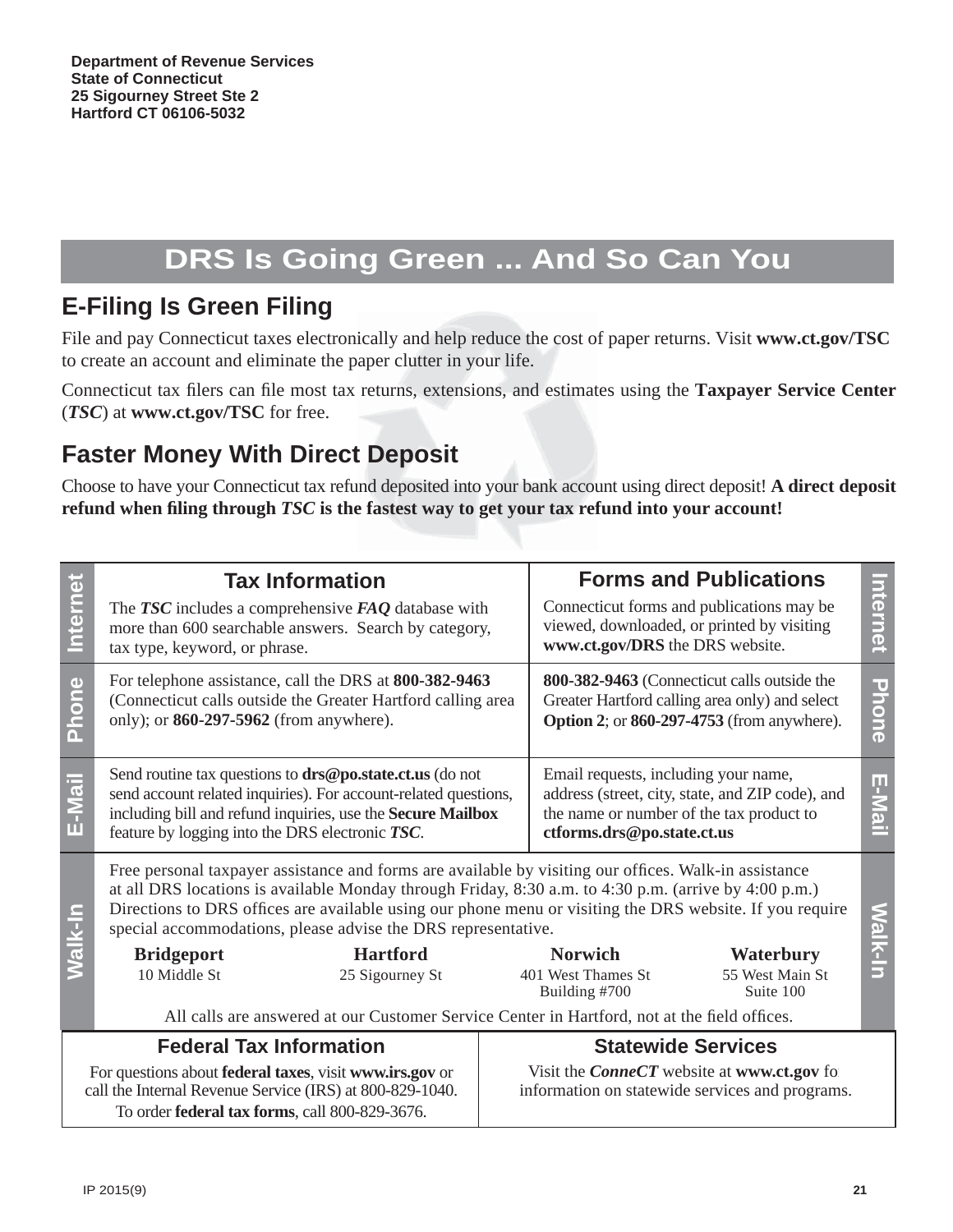Department of Revenue Services
State of Connecticut
25 Sigourney Street Ste 2
Hartford CT 06106-5032

# DRS Is Going Green ... And So Can You

## E-Filing Is Green Filing

File and pay Connecticut taxes electronically and help reduce the cost of paper returns. Visit **www.ct.gov/TSC** to create an account and eliminate the paper clutter in your life.

Connecticut tax filers can file most tax returns, extensions, and estimates using the **Taxpayer Service Center** (***TSC***) at **www.ct.gov/TSC** for free.

## Faster Money With Direct Deposit

Choose to have your Connecticut tax refund deposited into your bank account using direct deposit! **A direct deposit refund when filing through *TSC* is the fastest way to get your tax refund into your account!**

| | Tax Information | Forms and Publications |
|---|---|---|
| **Internet** | The ***TSC*** includes a comprehensive ***FAQ*** database with more than 600 searchable answers. Search by category, tax type, keyword, or phrase. | Connecticut forms and publications may be viewed, downloaded, or printed by visiting **www.ct.gov/DRS** the DRS website. |
| **Phone** | For telephone assistance, call the DRS at **800-382-9463** (Connecticut calls outside the Greater Hartford calling area only); or **860-297-5962** (from anywhere). | **800-382-9463** (Connecticut calls outside the Greater Hartford calling area only) and select **Option 2**; or **860-297-4753** (from anywhere). |
| **E-Mail** | Send routine tax questions to **drs@po.state.ct.us** (do not send account related inquiries). For account-related questions, including bill and refund inquiries, use the **Secure Mailbox** feature by logging into the DRS electronic ***TSC***. | Email requests, including your name, address (street, city, state, and ZIP code), and the name or number of the tax product to **ctforms.drs@po.state.ct.us** |

**Walk-In**

Free personal taxpayer assistance and forms are available by visiting our offices. Walk-in assistance at all DRS locations is available Monday through Friday, 8:30 a.m. to 4:30 p.m. (arrive by 4:00 p.m.) Directions to DRS offices are available using our phone menu or visiting the DRS website. If you require special accommodations, please advise the DRS representative.

| Bridgeport | Hartford | Norwich | Waterbury |
|---|---|---|---|
| 10 Middle St | 25 Sigourney St | 401 West Thames St Building #700 | 55 West Main St Suite 100 |

All calls are answered at our Customer Service Center in Hartford, not at the field offices.

### Federal Tax Information

For questions about **federal taxes**, visit **www.irs.gov** or call the Internal Revenue Service (IRS) at 800-829-1040.
To order **federal tax forms**, call 800-829-3676.

### Statewide Services

Visit the ***ConneCT*** website at **www.ct.gov** fo information on statewide services and programs.

IP 2015(9)